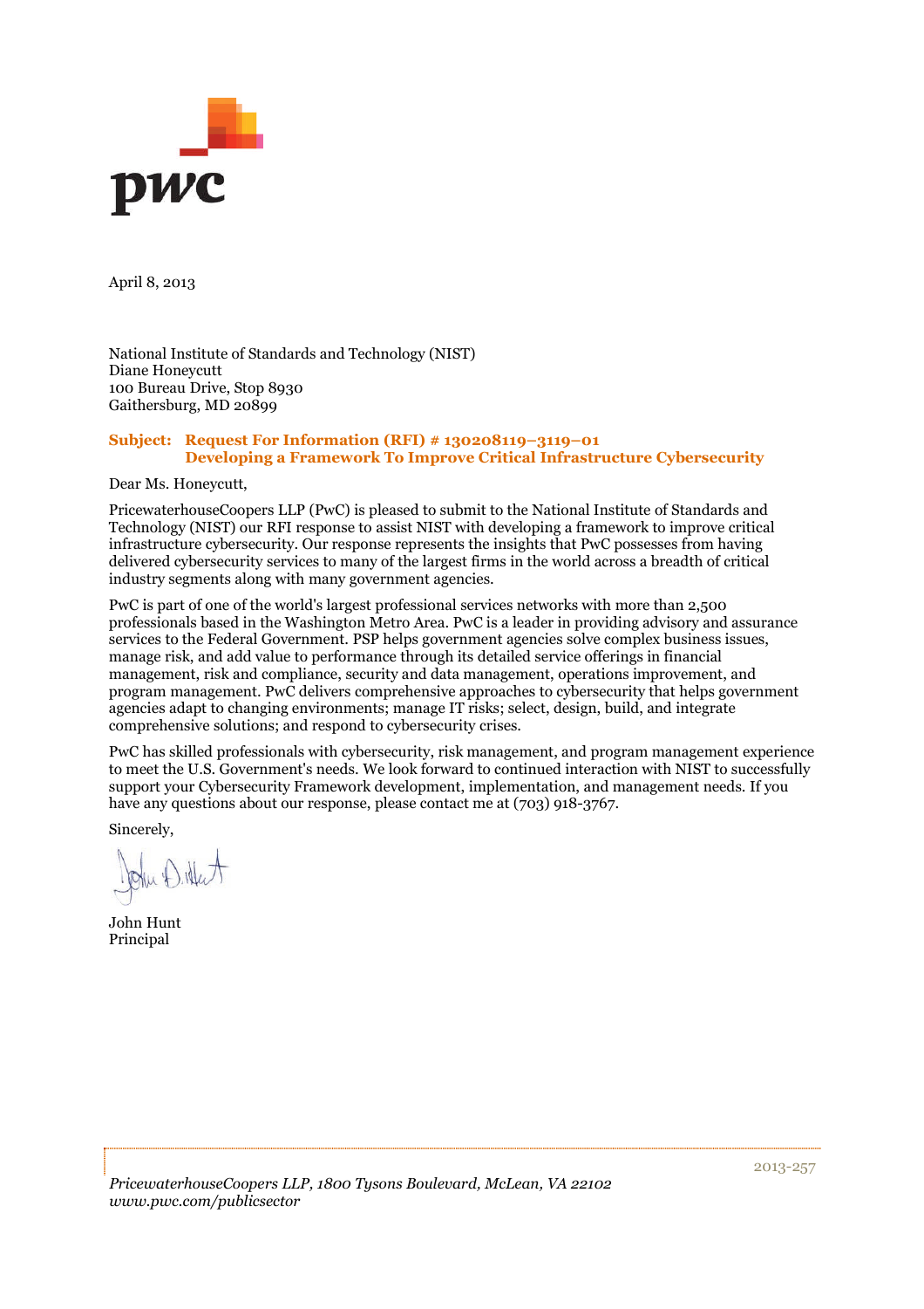April 8, 2013

National Institute of Standards and Technology (NIST)
Diane Honeycutt
100 Bureau Drive, Stop 8930
Gaithersburg, MD 20899

**Subject: Request For Information (RFI) # 130208119–3119–01**
**Developing a Framework To Improve Critical Infrastructure Cybersecurity**

Dear Ms. Honeycutt,

PricewaterhouseCoopers LLP (PwC) is pleased to submit to the National Institute of Standards and Technology (NIST) our RFI response to assist NIST with developing a framework to improve critical infrastructure cybersecurity. Our response represents the insights that PwC possesses from having delivered cybersecurity services to many of the largest firms in the world across a breadth of critical industry segments along with many government agencies.

PwC is part of one of the world's largest professional services networks with more than 2,500 professionals based in the Washington Metro Area. PwC is a leader in providing advisory and assurance services to the Federal Government. PSP helps government agencies solve complex business issues, manage risk, and add value to performance through its detailed service offerings in financial management, risk and compliance, security and data management, operations improvement, and program management. PwC delivers comprehensive approaches to cybersecurity that helps government agencies adapt to changing environments; manage IT risks; select, design, build, and integrate comprehensive solutions; and respond to cybersecurity crises.

PwC has skilled professionals with cybersecurity, risk management, and program management experience to meet the U.S. Government's needs. We look forward to continued interaction with NIST to successfully support your Cybersecurity Framework development, implementation, and management needs. If you have any questions about our response, please contact me at (703) 918-3767.

Sincerely,

John Hunt
Principal

2013-257

*PricewaterhouseCoopers LLP, 1800 Tysons Boulevard, McLean, VA 22102*
*www.pwc.com/publicsector*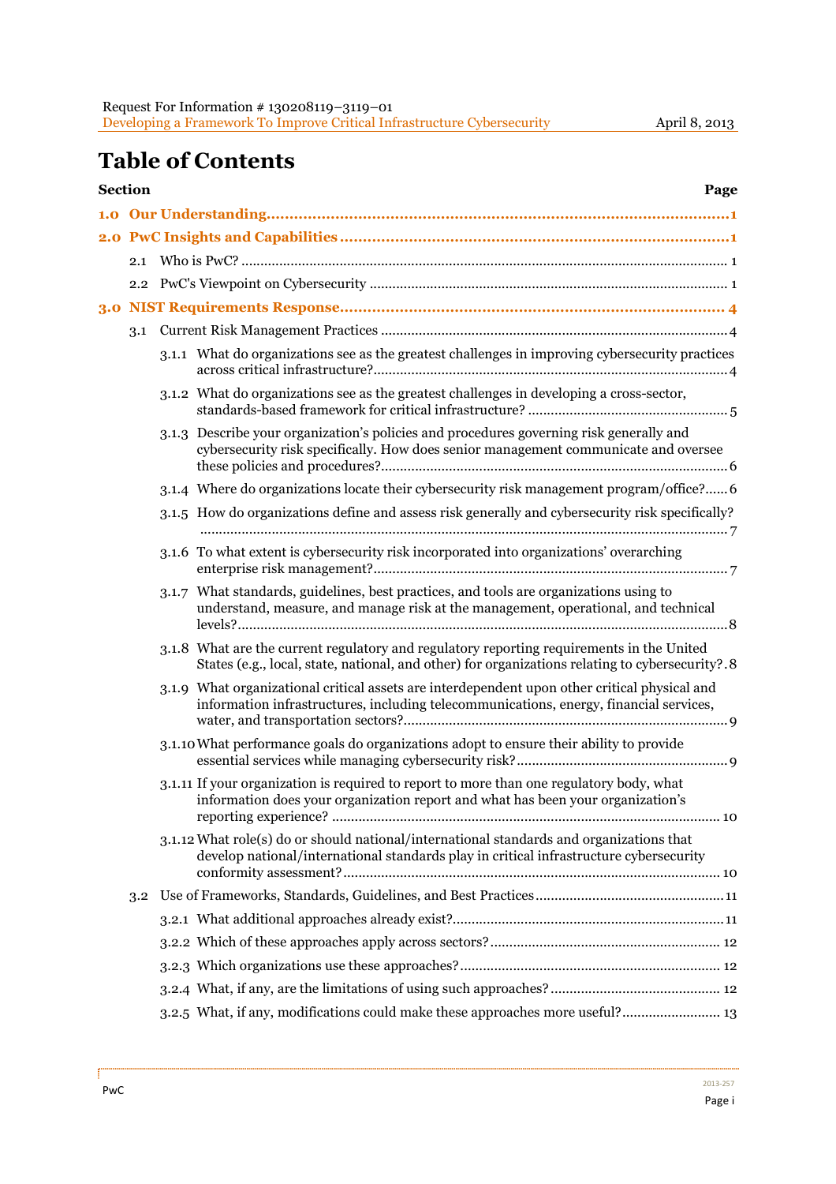# Table of Contents

| Section | | | Page |
|---|---|---|---|
| **1.0** | **Our Understanding** | | **1** |
| **2.0** | **PwC Insights and Capabilities** | | **1** |
| | 2.1 | Who is PwC? | 1 |
| | 2.2 | PwC's Viewpoint on Cybersecurity | 1 |
| **3.0** | **NIST Requirements Response** | | **4** |
| | 3.1 | Current Risk Management Practices | 4 |
| | | 3.1.1 What do organizations see as the greatest challenges in improving cybersecurity practices across critical infrastructure? | 4 |
| | | 3.1.2 What do organizations see as the greatest challenges in developing a cross-sector, standards-based framework for critical infrastructure? | 5 |
| | | 3.1.3 Describe your organization's policies and procedures governing risk generally and cybersecurity risk specifically. How does senior management communicate and oversee these policies and procedures? | 6 |
| | | 3.1.4 Where do organizations locate their cybersecurity risk management program/office? | 6 |
| | | 3.1.5 How do organizations define and assess risk generally and cybersecurity risk specifically? | 7 |
| | | 3.1.6 To what extent is cybersecurity risk incorporated into organizations' overarching enterprise risk management? | 7 |
| | | 3.1.7 What standards, guidelines, best practices, and tools are organizations using to understand, measure, and manage risk at the management, operational, and technical levels? | 8 |
| | | 3.1.8 What are the current regulatory and regulatory reporting requirements in the United States (e.g., local, state, national, and other) for organizations relating to cybersecurity? | 8 |
| | | 3.1.9 What organizational critical assets are interdependent upon other critical physical and information infrastructures, including telecommunications, energy, financial services, water, and transportation sectors? | 9 |
| | | 3.1.10 What performance goals do organizations adopt to ensure their ability to provide essential services while managing cybersecurity risk? | 9 |
| | | 3.1.11 If your organization is required to report to more than one regulatory body, what information does your organization report and what has been your organization's reporting experience? | 10 |
| | | 3.1.12 What role(s) do or should national/international standards and organizations that develop national/international standards play in critical infrastructure cybersecurity conformity assessment? | 10 |
| | 3.2 | Use of Frameworks, Standards, Guidelines, and Best Practices | 11 |
| | | 3.2.1 What additional approaches already exist? | 11 |
| | | 3.2.2 Which of these approaches apply across sectors? | 12 |
| | | 3.2.3 Which organizations use these approaches? | 12 |
| | | 3.2.4 What, if any, are the limitations of using such approaches? | 12 |
| | | 3.2.5 What, if any, modifications could make these approaches more useful? | 13 |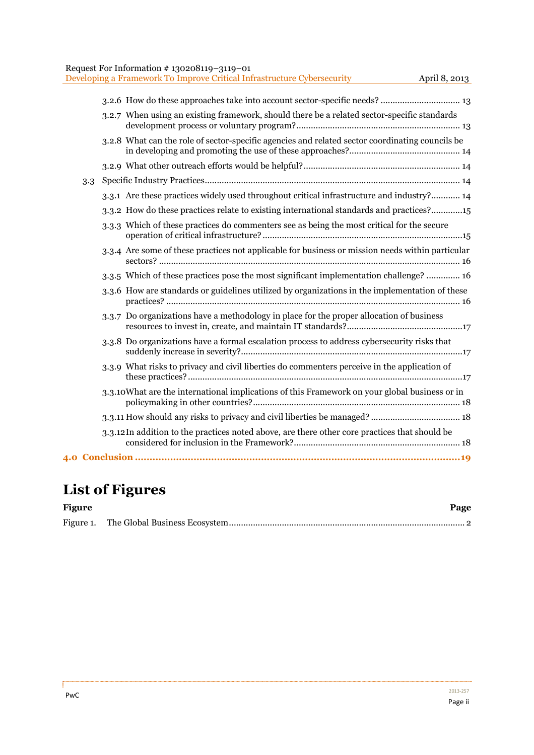- 3.2.6 How do these approaches take into account sector-specific needs? ................................ 13
- 3.2.7 When using an existing framework, should there be a related sector-specific standards development process or voluntary program? ................................................................... 13
- 3.2.8 What can the role of sector-specific agencies and related sector coordinating councils be in developing and promoting the use of these approaches? ............................................. 14
- 3.2.9 What other outreach efforts would be helpful? ................................................................ 14

3.3 Specific Industry Practices ........................................................................................................ 14

- 3.3.1 Are these practices widely used throughout critical infrastructure and industry? ............ 14
- 3.3.2 How do these practices relate to existing international standards and practices? ............ 15
- 3.3.3 Which of these practices do commenters see as being the most critical for the secure operation of critical infrastructure? ................................................................................... 15
- 3.3.4 Are some of these practices not applicable for business or mission needs within particular sectors? ........................................................................................................................... 16
- 3.3.5 Which of these practices pose the most significant implementation challenge? ............. 16
- 3.3.6 How are standards or guidelines utilized by organizations in the implementation of these practices? ......................................................................................................................... 16
- 3.3.7 Do organizations have a methodology in place for the proper allocation of business resources to invest in, create, and maintain IT standards? ................................................ 17
- 3.3.8 Do organizations have a formal escalation process to address cybersecurity risks that suddenly increase in severity? ........................................................................................... 17
- 3.3.9 What risks to privacy and civil liberties do commenters perceive in the application of these practices? ................................................................................................................. 17
- 3.3.10 What are the international implications of this Framework on your global business or in policymaking in other countries? ..................................................................................... 18
- 3.3.11 How should any risks to privacy and civil liberties be managed? .................................... 18
- 3.3.12 In addition to the practices noted above, are there other core practices that should be considered for inclusion in the Framework? .................................................................... 18

**4.0 Conclusion ................................................................................................................ 19**

# List of Figures

| Figure | Page |
|---|---|
| Figure 1. The Global Business Ecosystem | 2 |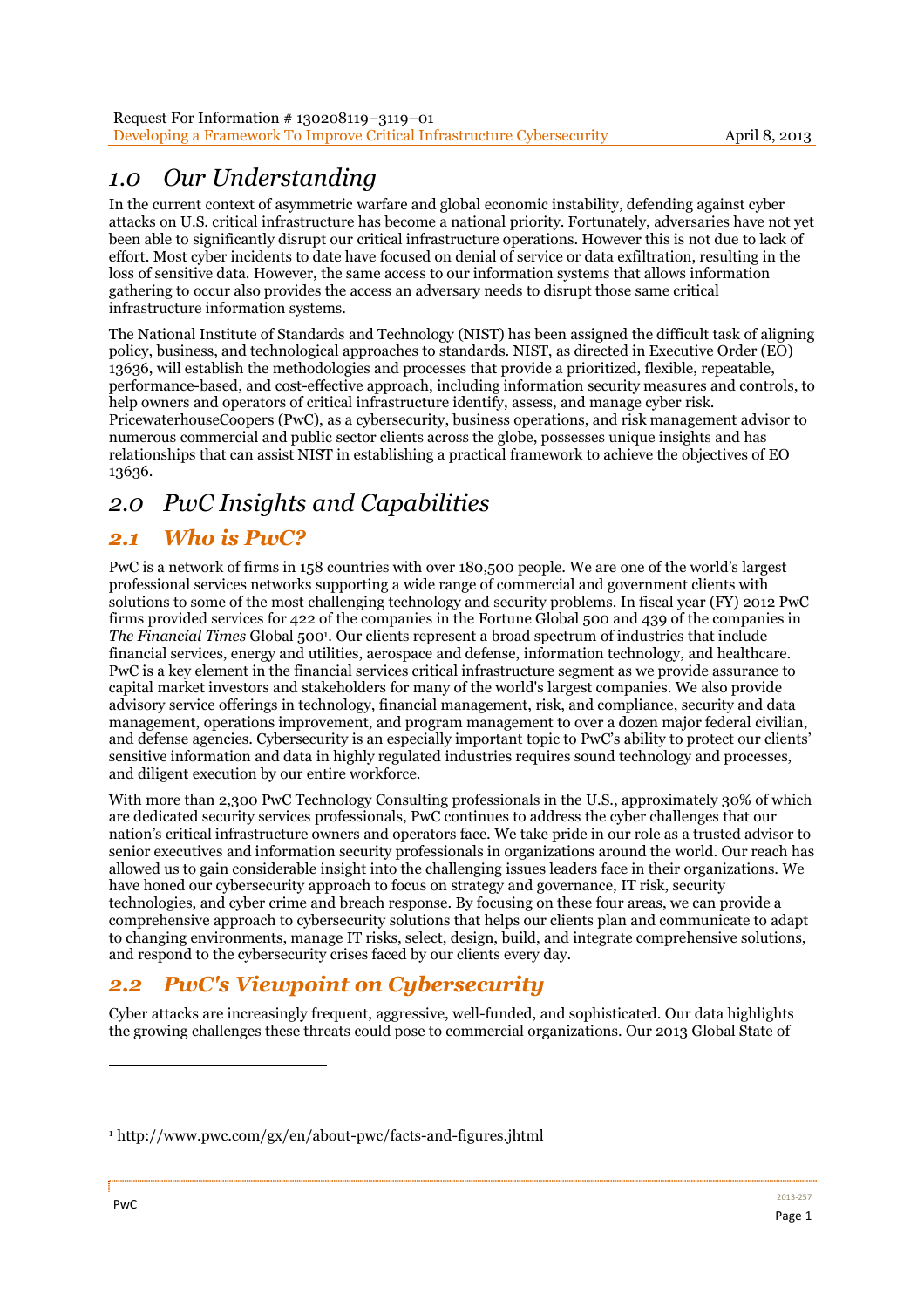# 1.0 Our Understanding

In the current context of asymmetric warfare and global economic instability, defending against cyber attacks on U.S. critical infrastructure has become a national priority. Fortunately, adversaries have not yet been able to significantly disrupt our critical infrastructure operations. However this is not due to lack of effort. Most cyber incidents to date have focused on denial of service or data exfiltration, resulting in the loss of sensitive data. However, the same access to our information systems that allows information gathering to occur also provides the access an adversary needs to disrupt those same critical infrastructure information systems.

The National Institute of Standards and Technology (NIST) has been assigned the difficult task of aligning policy, business, and technological approaches to standards. NIST, as directed in Executive Order (EO) 13636, will establish the methodologies and processes that provide a prioritized, flexible, repeatable, performance-based, and cost-effective approach, including information security measures and controls, to help owners and operators of critical infrastructure identify, assess, and manage cyber risk. PricewaterhouseCoopers (PwC), as a cybersecurity, business operations, and risk management advisor to numerous commercial and public sector clients across the globe, possesses unique insights and has relationships that can assist NIST in establishing a practical framework to achieve the objectives of EO 13636.

# 2.0 PwC Insights and Capabilities

## 2.1 Who is PwC?

PwC is a network of firms in 158 countries with over 180,500 people. We are one of the world's largest professional services networks supporting a wide range of commercial and government clients with solutions to some of the most challenging technology and security problems. In fiscal year (FY) 2012 PwC firms provided services for 422 of the companies in the Fortune Global 500 and 439 of the companies in *The Financial Times* Global 500[1]. Our clients represent a broad spectrum of industries that include financial services, energy and utilities, aerospace and defense, information technology, and healthcare. PwC is a key element in the financial services critical infrastructure segment as we provide assurance to capital market investors and stakeholders for many of the world's largest companies. We also provide advisory service offerings in technology, financial management, risk, and compliance, security and data management, operations improvement, and program management to over a dozen major federal civilian, and defense agencies. Cybersecurity is an especially important topic to PwC's ability to protect our clients' sensitive information and data in highly regulated industries requires sound technology and processes, and diligent execution by our entire workforce.

With more than 2,300 PwC Technology Consulting professionals in the U.S., approximately 30% of which are dedicated security services professionals, PwC continues to address the cyber challenges that our nation's critical infrastructure owners and operators face. We take pride in our role as a trusted advisor to senior executives and information security professionals in organizations around the world. Our reach has allowed us to gain considerable insight into the challenging issues leaders face in their organizations. We have honed our cybersecurity approach to focus on strategy and governance, IT risk, security technologies, and cyber crime and breach response. By focusing on these four areas, we can provide a comprehensive approach to cybersecurity solutions that helps our clients plan and communicate to adapt to changing environments, manage IT risks, select, design, build, and integrate comprehensive solutions, and respond to the cybersecurity crises faced by our clients every day.

## 2.2 PwC's Viewpoint on Cybersecurity

Cyber attacks are increasingly frequent, aggressive, well-funded, and sophisticated. Our data highlights the growing challenges these threats could pose to commercial organizations. Our 2013 Global State of

[1] http://www.pwc.com/gx/en/about-pwc/facts-and-figures.jhtml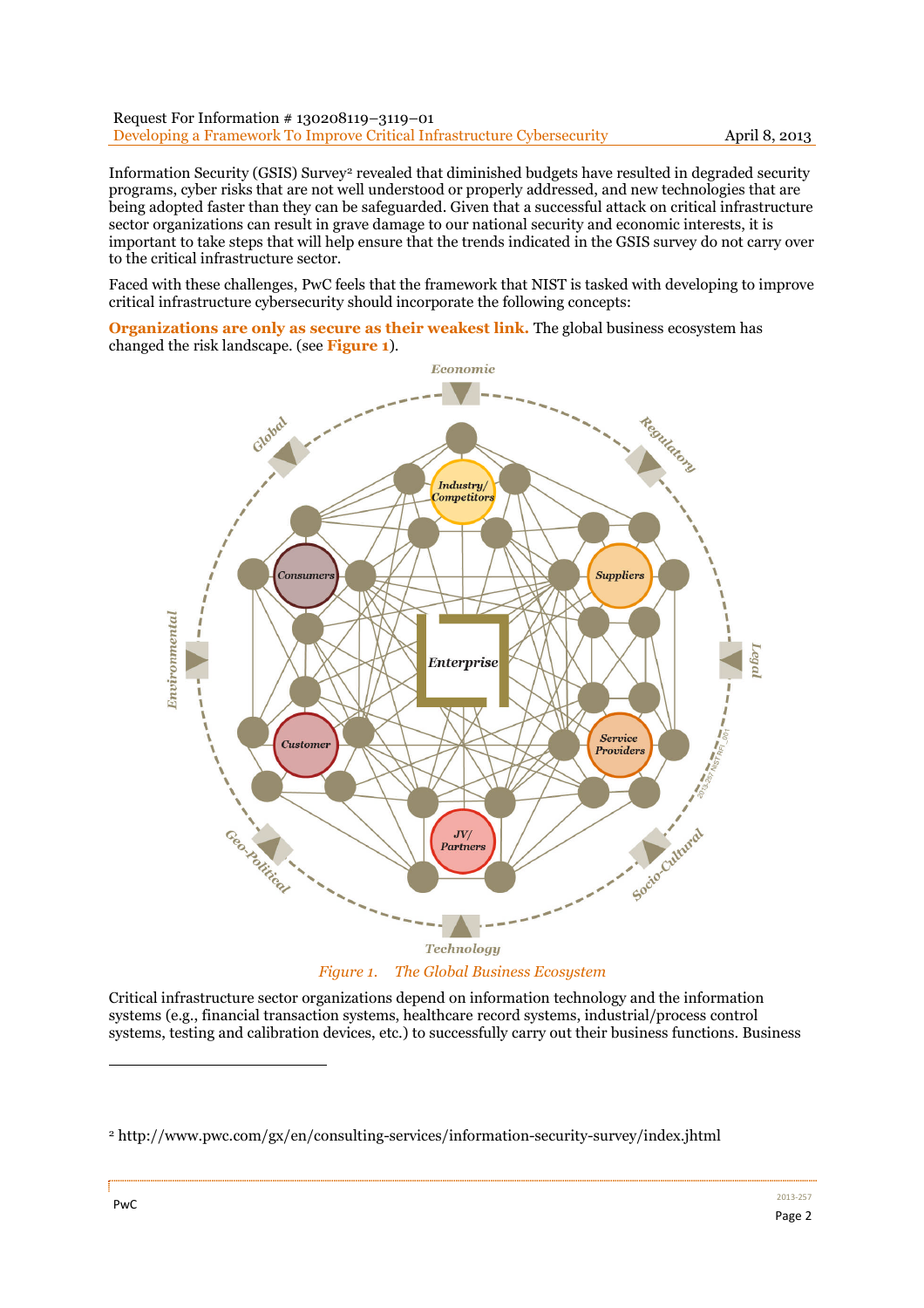Information Security (GSIS) Survey[2] revealed that diminished budgets have resulted in degraded security programs, cyber risks that are not well understood or properly addressed, and new technologies that are being adopted faster than they can be safeguarded. Given that a successful attack on critical infrastructure sector organizations can result in grave damage to our national security and economic interests, it is important to take steps that will help ensure that the trends indicated in the GSIS survey do not carry over to the critical infrastructure sector.

Faced with these challenges, PwC feels that the framework that NIST is tasked with developing to improve critical infrastructure cybersecurity should incorporate the following concepts:

**Organizations are only as secure as their weakest link.** The global business ecosystem has changed the risk landscape. (see **Figure 1**).

*Figure 1. The Global Business Ecosystem*

Critical infrastructure sector organizations depend on information technology and the information systems (e.g., financial transaction systems, healthcare record systems, industrial/process control systems, testing and calibration devices, etc.) to successfully carry out their business functions. Business

[2] http://www.pwc.com/gx/en/consulting-services/information-security-survey/index.jhtml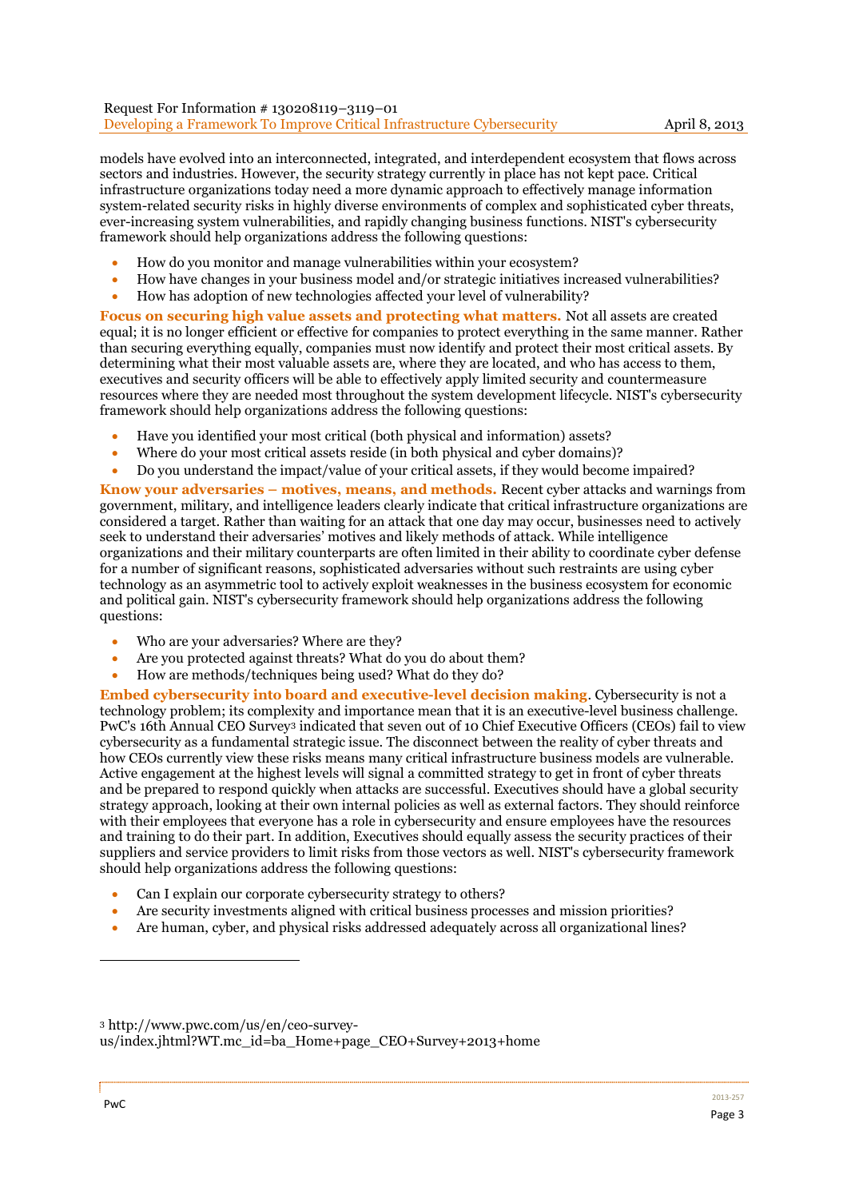models have evolved into an interconnected, integrated, and interdependent ecosystem that flows across sectors and industries. However, the security strategy currently in place has not kept pace. Critical infrastructure organizations today need a more dynamic approach to effectively manage information system-related security risks in highly diverse environments of complex and sophisticated cyber threats, ever-increasing system vulnerabilities, and rapidly changing business functions. NIST's cybersecurity framework should help organizations address the following questions:

- How do you monitor and manage vulnerabilities within your ecosystem?
- How have changes in your business model and/or strategic initiatives increased vulnerabilities?
- How has adoption of new technologies affected your level of vulnerability?

**Focus on securing high value assets and protecting what matters.** Not all assets are created equal; it is no longer efficient or effective for companies to protect everything in the same manner. Rather than securing everything equally, companies must now identify and protect their most critical assets. By determining what their most valuable assets are, where they are located, and who has access to them, executives and security officers will be able to effectively apply limited security and countermeasure resources where they are needed most throughout the system development lifecycle. NIST's cybersecurity framework should help organizations address the following questions:

- Have you identified your most critical (both physical and information) assets?
- Where do your most critical assets reside (in both physical and cyber domains)?
- Do you understand the impact/value of your critical assets, if they would become impaired?

**Know your adversaries – motives, means, and methods.** Recent cyber attacks and warnings from government, military, and intelligence leaders clearly indicate that critical infrastructure organizations are considered a target. Rather than waiting for an attack that one day may occur, businesses need to actively seek to understand their adversaries' motives and likely methods of attack. While intelligence organizations and their military counterparts are often limited in their ability to coordinate cyber defense for a number of significant reasons, sophisticated adversaries without such restraints are using cyber technology as an asymmetric tool to actively exploit weaknesses in the business ecosystem for economic and political gain. NIST's cybersecurity framework should help organizations address the following questions:

- Who are your adversaries? Where are they?
- Are you protected against threats? What do you do about them?
- How are methods/techniques being used? What do they do?

**Embed cybersecurity into board and executive-level decision making**. Cybersecurity is not a technology problem; its complexity and importance mean that it is an executive-level business challenge. PwC's 16th Annual CEO Survey[3] indicated that seven out of 10 Chief Executive Officers (CEOs) fail to view cybersecurity as a fundamental strategic issue. The disconnect between the reality of cyber threats and how CEOs currently view these risks means many critical infrastructure business models are vulnerable. Active engagement at the highest levels will signal a committed strategy to get in front of cyber threats and be prepared to respond quickly when attacks are successful. Executives should have a global security strategy approach, looking at their own internal policies as well as external factors. They should reinforce with their employees that everyone has a role in cybersecurity and ensure employees have the resources and training to do their part. In addition, Executives should equally assess the security practices of their suppliers and service providers to limit risks from those vectors as well. NIST's cybersecurity framework should help organizations address the following questions:

- Can I explain our corporate cybersecurity strategy to others?
- Are security investments aligned with critical business processes and mission priorities?
- Are human, cyber, and physical risks addressed adequately across all organizational lines?

---

[3] http://www.pwc.com/us/en/ceo-survey-us/index.jhtml?WT.mc_id=ba_Home+page_CEO+Survey+2013+home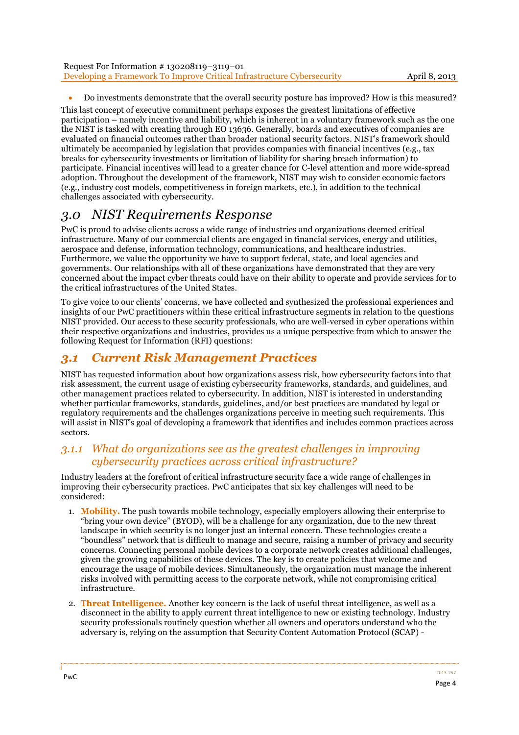- Do investments demonstrate that the overall security posture has improved? How is this measured?

This last concept of executive commitment perhaps exposes the greatest limitations of effective participation – namely incentive and liability, which is inherent in a voluntary framework such as the one the NIST is tasked with creating through EO 13636. Generally, boards and executives of companies are evaluated on financial outcomes rather than broader national security factors. NIST's framework should ultimately be accompanied by legislation that provides companies with financial incentives (e.g., tax breaks for cybersecurity investments or limitation of liability for sharing breach information) to participate. Financial incentives will lead to a greater chance for C-level attention and more wide-spread adoption. Throughout the development of the framework, NIST may wish to consider economic factors (e.g., industry cost models, competitiveness in foreign markets, etc.), in addition to the technical challenges associated with cybersecurity.

# *3.0 NIST Requirements Response*

PwC is proud to advise clients across a wide range of industries and organizations deemed critical infrastructure. Many of our commercial clients are engaged in financial services, energy and utilities, aerospace and defense, information technology, communications, and healthcare industries. Furthermore, we value the opportunity we have to support federal, state, and local agencies and governments. Our relationships with all of these organizations have demonstrated that they are very concerned about the impact cyber threats could have on their ability to operate and provide services for to the critical infrastructures of the United States.

To give voice to our clients' concerns, we have collected and synthesized the professional experiences and insights of our PwC practitioners within these critical infrastructure segments in relation to the questions NIST provided. Our access to these security professionals, who are well-versed in cyber operations within their respective organizations and industries, provides us a unique perspective from which to answer the following Request for Information (RFI) questions:

## ***3.1 Current Risk Management Practices***

NIST has requested information about how organizations assess risk, how cybersecurity factors into that risk assessment, the current usage of existing cybersecurity frameworks, standards, and guidelines, and other management practices related to cybersecurity. In addition, NIST is interested in understanding whether particular frameworks, standards, guidelines, and/or best practices are mandated by legal or regulatory requirements and the challenges organizations perceive in meeting such requirements. This will assist in NIST's goal of developing a framework that identifies and includes common practices across sectors.

### *3.1.1 What do organizations see as the greatest challenges in improving cybersecurity practices across critical infrastructure?*

Industry leaders at the forefront of critical infrastructure security face a wide range of challenges in improving their cybersecurity practices. PwC anticipates that six key challenges will need to be considered:

1. **Mobility.** The push towards mobile technology, especially employers allowing their enterprise to "bring your own device" (BYOD), will be a challenge for any organization, due to the new threat landscape in which security is no longer just an internal concern. These technologies create a "boundless" network that is difficult to manage and secure, raising a number of privacy and security concerns. Connecting personal mobile devices to a corporate network creates additional challenges, given the growing capabilities of these devices. The key is to create policies that welcome and encourage the usage of mobile devices. Simultaneously, the organization must manage the inherent risks involved with permitting access to the corporate network, while not compromising critical infrastructure.
2. **Threat Intelligence.** Another key concern is the lack of useful threat intelligence, as well as a disconnect in the ability to apply current threat intelligence to new or existing technology. Industry security professionals routinely question whether all owners and operators understand who the adversary is, relying on the assumption that Security Content Automation Protocol (SCAP) -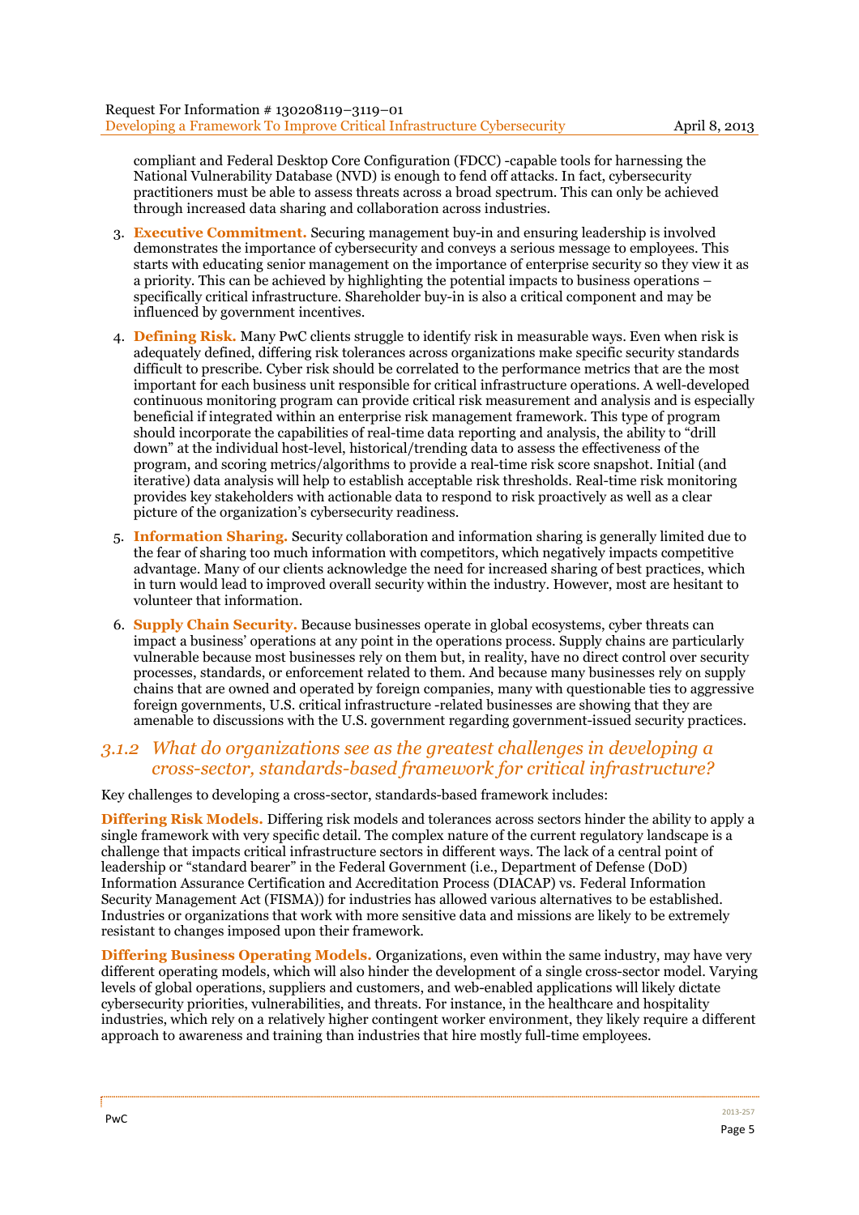compliant and Federal Desktop Core Configuration (FDCC) -capable tools for harnessing the National Vulnerability Database (NVD) is enough to fend off attacks. In fact, cybersecurity practitioners must be able to assess threats across a broad spectrum. This can only be achieved through increased data sharing and collaboration across industries.

3. **Executive Commitment.** Securing management buy-in and ensuring leadership is involved demonstrates the importance of cybersecurity and conveys a serious message to employees. This starts with educating senior management on the importance of enterprise security so they view it as a priority. This can be achieved by highlighting the potential impacts to business operations – specifically critical infrastructure. Shareholder buy-in is also a critical component and may be influenced by government incentives.

4. **Defining Risk.** Many PwC clients struggle to identify risk in measurable ways. Even when risk is adequately defined, differing risk tolerances across organizations make specific security standards difficult to prescribe. Cyber risk should be correlated to the performance metrics that are the most important for each business unit responsible for critical infrastructure operations. A well-developed continuous monitoring program can provide critical risk measurement and analysis and is especially beneficial if integrated within an enterprise risk management framework. This type of program should incorporate the capabilities of real-time data reporting and analysis, the ability to "drill down" at the individual host-level, historical/trending data to assess the effectiveness of the program, and scoring metrics/algorithms to provide a real-time risk score snapshot. Initial (and iterative) data analysis will help to establish acceptable risk thresholds. Real-time risk monitoring provides key stakeholders with actionable data to respond to risk proactively as well as a clear picture of the organization's cybersecurity readiness.

5. **Information Sharing.** Security collaboration and information sharing is generally limited due to the fear of sharing too much information with competitors, which negatively impacts competitive advantage. Many of our clients acknowledge the need for increased sharing of best practices, which in turn would lead to improved overall security within the industry. However, most are hesitant to volunteer that information.

6. **Supply Chain Security.** Because businesses operate in global ecosystems, cyber threats can impact a business' operations at any point in the operations process. Supply chains are particularly vulnerable because most businesses rely on them but, in reality, have no direct control over security processes, standards, or enforcement related to them. And because many businesses rely on supply chains that are owned and operated by foreign companies, many with questionable ties to aggressive foreign governments, U.S. critical infrastructure -related businesses are showing that they are amenable to discussions with the U.S. government regarding government-issued security practices.

### *3.1.2 What do organizations see as the greatest challenges in developing a cross-sector, standards-based framework for critical infrastructure?*

Key challenges to developing a cross-sector, standards-based framework includes:

**Differing Risk Models.** Differing risk models and tolerances across sectors hinder the ability to apply a single framework with very specific detail. The complex nature of the current regulatory landscape is a challenge that impacts critical infrastructure sectors in different ways. The lack of a central point of leadership or "standard bearer" in the Federal Government (i.e., Department of Defense (DoD) Information Assurance Certification and Accreditation Process (DIACAP) vs. Federal Information Security Management Act (FISMA)) for industries has allowed various alternatives to be established. Industries or organizations that work with more sensitive data and missions are likely to be extremely resistant to changes imposed upon their framework.

**Differing Business Operating Models.** Organizations, even within the same industry, may have very different operating models, which will also hinder the development of a single cross-sector model. Varying levels of global operations, suppliers and customers, and web-enabled applications will likely dictate cybersecurity priorities, vulnerabilities, and threats. For instance, in the healthcare and hospitality industries, which rely on a relatively higher contingent worker environment, they likely require a different approach to awareness and training than industries that hire mostly full-time employees.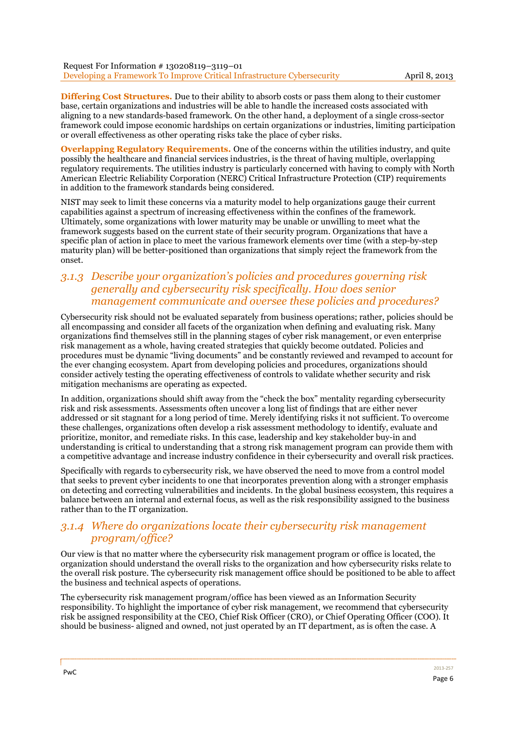**Differing Cost Structures.** Due to their ability to absorb costs or pass them along to their customer base, certain organizations and industries will be able to handle the increased costs associated with aligning to a new standards-based framework. On the other hand, a deployment of a single cross-sector framework could impose economic hardships on certain organizations or industries, limiting participation or overall effectiveness as other operating risks take the place of cyber risks.

**Overlapping Regulatory Requirements.** One of the concerns within the utilities industry, and quite possibly the healthcare and financial services industries, is the threat of having multiple, overlapping regulatory requirements. The utilities industry is particularly concerned with having to comply with North American Electric Reliability Corporation (NERC) Critical Infrastructure Protection (CIP) requirements in addition to the framework standards being considered.

NIST may seek to limit these concerns via a maturity model to help organizations gauge their current capabilities against a spectrum of increasing effectiveness within the confines of the framework. Ultimately, some organizations with lower maturity may be unable or unwilling to meet what the framework suggests based on the current state of their security program. Organizations that have a specific plan of action in place to meet the various framework elements over time (with a step-by-step maturity plan) will be better-positioned than organizations that simply reject the framework from the onset.

### *3.1.3 Describe your organization's policies and procedures governing risk generally and cybersecurity risk specifically. How does senior management communicate and oversee these policies and procedures?*

Cybersecurity risk should not be evaluated separately from business operations; rather, policies should be all encompassing and consider all facets of the organization when defining and evaluating risk. Many organizations find themselves still in the planning stages of cyber risk management, or even enterprise risk management as a whole, having created strategies that quickly become outdated. Policies and procedures must be dynamic "living documents" and be constantly reviewed and revamped to account for the ever changing ecosystem. Apart from developing policies and procedures, organizations should consider actively testing the operating effectiveness of controls to validate whether security and risk mitigation mechanisms are operating as expected.

In addition, organizations should shift away from the "check the box" mentality regarding cybersecurity risk and risk assessments. Assessments often uncover a long list of findings that are either never addressed or sit stagnant for a long period of time. Merely identifying risks it not sufficient. To overcome these challenges, organizations often develop a risk assessment methodology to identify, evaluate and prioritize, monitor, and remediate risks. In this case, leadership and key stakeholder buy-in and understanding is critical to understanding that a strong risk management program can provide them with a competitive advantage and increase industry confidence in their cybersecurity and overall risk practices.

Specifically with regards to cybersecurity risk, we have observed the need to move from a control model that seeks to prevent cyber incidents to one that incorporates prevention along with a stronger emphasis on detecting and correcting vulnerabilities and incidents. In the global business ecosystem, this requires a balance between an internal and external focus, as well as the risk responsibility assigned to the business rather than to the IT organization.

### *3.1.4 Where do organizations locate their cybersecurity risk management program/office?*

Our view is that no matter where the cybersecurity risk management program or office is located, the organization should understand the overall risks to the organization and how cybersecurity risks relate to the overall risk posture. The cybersecurity risk management office should be positioned to be able to affect the business and technical aspects of operations.

The cybersecurity risk management program/office has been viewed as an Information Security responsibility. To highlight the importance of cyber risk management, we recommend that cybersecurity risk be assigned responsibility at the CEO, Chief Risk Officer (CRO), or Chief Operating Officer (COO). It should be business- aligned and owned, not just operated by an IT department, as is often the case. A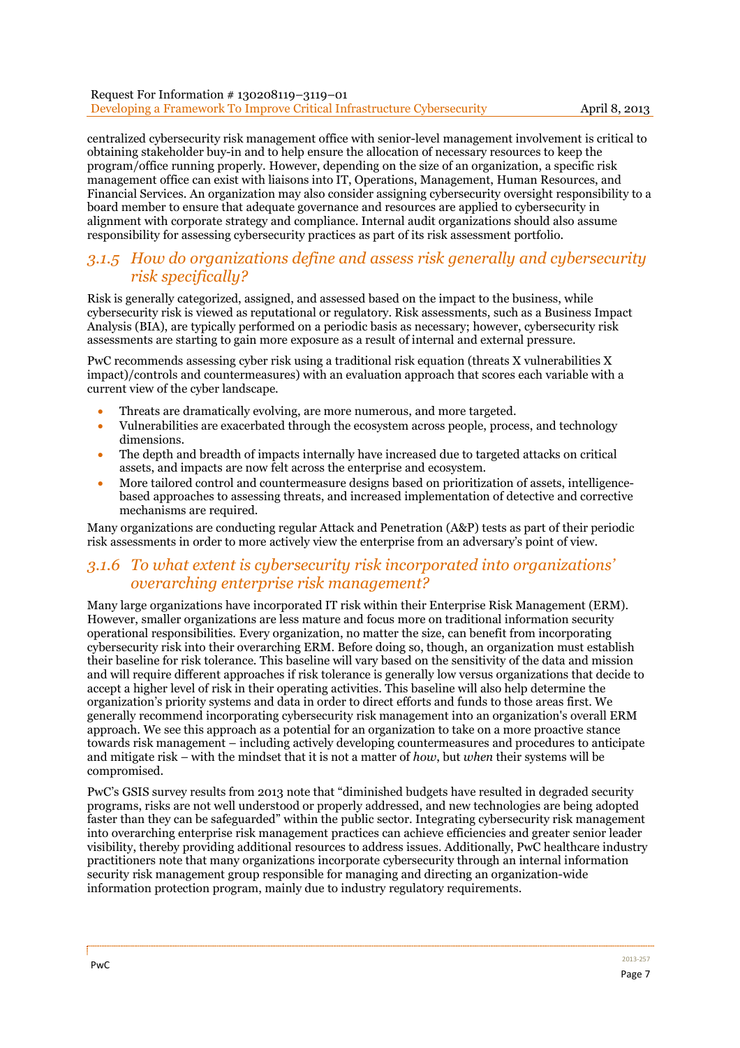centralized cybersecurity risk management office with senior-level management involvement is critical to obtaining stakeholder buy-in and to help ensure the allocation of necessary resources to keep the program/office running properly. However, depending on the size of an organization, a specific risk management office can exist with liaisons into IT, Operations, Management, Human Resources, and Financial Services. An organization may also consider assigning cybersecurity oversight responsibility to a board member to ensure that adequate governance and resources are applied to cybersecurity in alignment with corporate strategy and compliance. Internal audit organizations should also assume responsibility for assessing cybersecurity practices as part of its risk assessment portfolio.

### *3.1.5 How do organizations define and assess risk generally and cybersecurity risk specifically?*

Risk is generally categorized, assigned, and assessed based on the impact to the business, while cybersecurity risk is viewed as reputational or regulatory. Risk assessments, such as a Business Impact Analysis (BIA), are typically performed on a periodic basis as necessary; however, cybersecurity risk assessments are starting to gain more exposure as a result of internal and external pressure.

PwC recommends assessing cyber risk using a traditional risk equation (threats X vulnerabilities X impact)/controls and countermeasures) with an evaluation approach that scores each variable with a current view of the cyber landscape.

- Threats are dramatically evolving, are more numerous, and more targeted.
- Vulnerabilities are exacerbated through the ecosystem across people, process, and technology dimensions.
- The depth and breadth of impacts internally have increased due to targeted attacks on critical assets, and impacts are now felt across the enterprise and ecosystem.
- More tailored control and countermeasure designs based on prioritization of assets, intelligence-based approaches to assessing threats, and increased implementation of detective and corrective mechanisms are required.

Many organizations are conducting regular Attack and Penetration (A&P) tests as part of their periodic risk assessments in order to more actively view the enterprise from an adversary's point of view.

### *3.1.6 To what extent is cybersecurity risk incorporated into organizations' overarching enterprise risk management?*

Many large organizations have incorporated IT risk within their Enterprise Risk Management (ERM). However, smaller organizations are less mature and focus more on traditional information security operational responsibilities. Every organization, no matter the size, can benefit from incorporating cybersecurity risk into their overarching ERM. Before doing so, though, an organization must establish their baseline for risk tolerance. This baseline will vary based on the sensitivity of the data and mission and will require different approaches if risk tolerance is generally low versus organizations that decide to accept a higher level of risk in their operating activities. This baseline will also help determine the organization's priority systems and data in order to direct efforts and funds to those areas first. We generally recommend incorporating cybersecurity risk management into an organization's overall ERM approach. We see this approach as a potential for an organization to take on a more proactive stance towards risk management – including actively developing countermeasures and procedures to anticipate and mitigate risk – with the mindset that it is not a matter of *how*, but *when* their systems will be compromised.

PwC's GSIS survey results from 2013 note that "diminished budgets have resulted in degraded security programs, risks are not well understood or properly addressed, and new technologies are being adopted faster than they can be safeguarded" within the public sector. Integrating cybersecurity risk management into overarching enterprise risk management practices can achieve efficiencies and greater senior leader visibility, thereby providing additional resources to address issues. Additionally, PwC healthcare industry practitioners note that many organizations incorporate cybersecurity through an internal information security risk management group responsible for managing and directing an organization-wide information protection program, mainly due to industry regulatory requirements.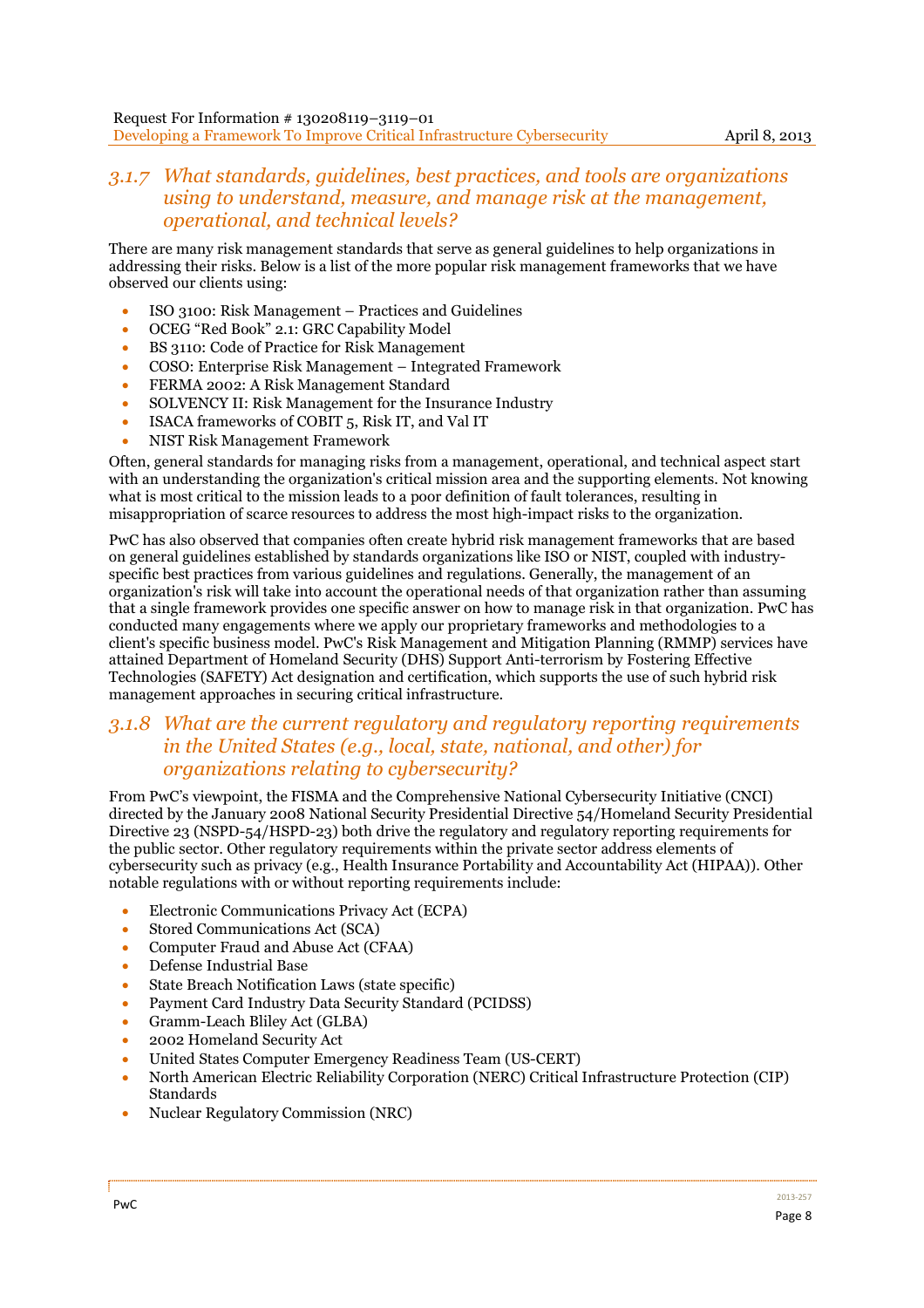### *3.1.7 What standards, guidelines, best practices, and tools are organizations using to understand, measure, and manage risk at the management, operational, and technical levels?*

There are many risk management standards that serve as general guidelines to help organizations in addressing their risks. Below is a list of the more popular risk management frameworks that we have observed our clients using:

- ISO 3100: Risk Management – Practices and Guidelines
- OCEG "Red Book" 2.1: GRC Capability Model
- BS 3110: Code of Practice for Risk Management
- COSO: Enterprise Risk Management – Integrated Framework
- FERMA 2002: A Risk Management Standard
- SOLVENCY II: Risk Management for the Insurance Industry
- ISACA frameworks of COBIT 5, Risk IT, and Val IT
- NIST Risk Management Framework

Often, general standards for managing risks from a management, operational, and technical aspect start with an understanding the organization's critical mission area and the supporting elements. Not knowing what is most critical to the mission leads to a poor definition of fault tolerances, resulting in misappropriation of scarce resources to address the most high-impact risks to the organization.

PwC has also observed that companies often create hybrid risk management frameworks that are based on general guidelines established by standards organizations like ISO or NIST, coupled with industry-specific best practices from various guidelines and regulations. Generally, the management of an organization's risk will take into account the operational needs of that organization rather than assuming that a single framework provides one specific answer on how to manage risk in that organization. PwC has conducted many engagements where we apply our proprietary frameworks and methodologies to a client's specific business model. PwC's Risk Management and Mitigation Planning (RMMP) services have attained Department of Homeland Security (DHS) Support Anti-terrorism by Fostering Effective Technologies (SAFETY) Act designation and certification, which supports the use of such hybrid risk management approaches in securing critical infrastructure.

### *3.1.8 What are the current regulatory and regulatory reporting requirements in the United States (e.g., local, state, national, and other) for organizations relating to cybersecurity?*

From PwC's viewpoint, the FISMA and the Comprehensive National Cybersecurity Initiative (CNCI) directed by the January 2008 National Security Presidential Directive 54/Homeland Security Presidential Directive 23 (NSPD-54/HSPD-23) both drive the regulatory and regulatory reporting requirements for the public sector. Other regulatory requirements within the private sector address elements of cybersecurity such as privacy (e.g., Health Insurance Portability and Accountability Act (HIPAA)). Other notable regulations with or without reporting requirements include:

- Electronic Communications Privacy Act (ECPA)
- Stored Communications Act (SCA)
- Computer Fraud and Abuse Act (CFAA)
- Defense Industrial Base
- State Breach Notification Laws (state specific)
- Payment Card Industry Data Security Standard (PCIDSS)
- Gramm-Leach Bliley Act (GLBA)
- 2002 Homeland Security Act
- United States Computer Emergency Readiness Team (US-CERT)
- North American Electric Reliability Corporation (NERC) Critical Infrastructure Protection (CIP) Standards
- Nuclear Regulatory Commission (NRC)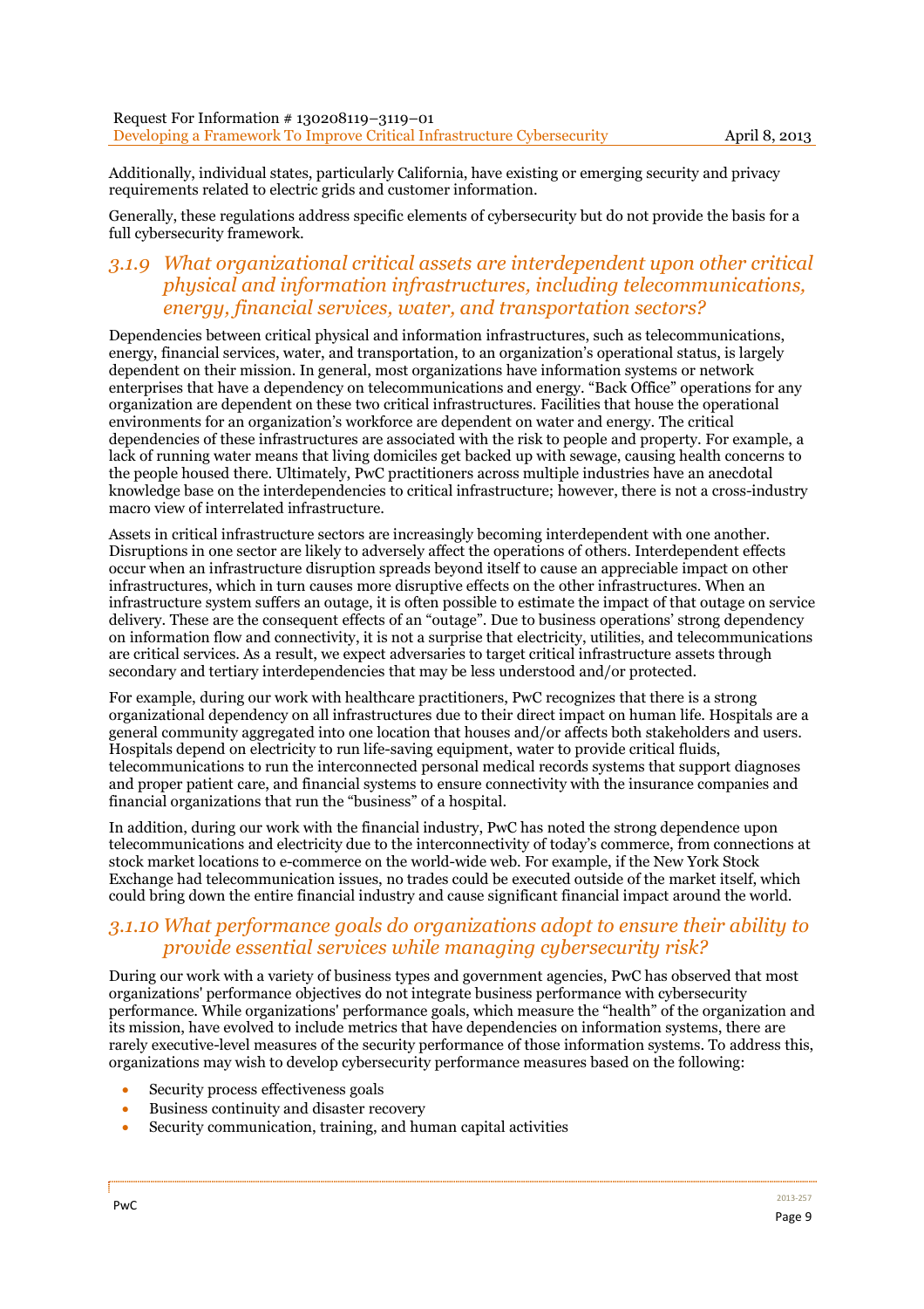Additionally, individual states, particularly California, have existing or emerging security and privacy requirements related to electric grids and customer information.

Generally, these regulations address specific elements of cybersecurity but do not provide the basis for a full cybersecurity framework.

### *3.1.9 What organizational critical assets are interdependent upon other critical physical and information infrastructures, including telecommunications, energy, financial services, water, and transportation sectors?*

Dependencies between critical physical and information infrastructures, such as telecommunications, energy, financial services, water, and transportation, to an organization's operational status, is largely dependent on their mission. In general, most organizations have information systems or network enterprises that have a dependency on telecommunications and energy. "Back Office" operations for any organization are dependent on these two critical infrastructures. Facilities that house the operational environments for an organization's workforce are dependent on water and energy. The critical dependencies of these infrastructures are associated with the risk to people and property. For example, a lack of running water means that living domiciles get backed up with sewage, causing health concerns to the people housed there. Ultimately, PwC practitioners across multiple industries have an anecdotal knowledge base on the interdependencies to critical infrastructure; however, there is not a cross-industry macro view of interrelated infrastructure.

Assets in critical infrastructure sectors are increasingly becoming interdependent with one another. Disruptions in one sector are likely to adversely affect the operations of others. Interdependent effects occur when an infrastructure disruption spreads beyond itself to cause an appreciable impact on other infrastructures, which in turn causes more disruptive effects on the other infrastructures. When an infrastructure system suffers an outage, it is often possible to estimate the impact of that outage on service delivery. These are the consequent effects of an "outage". Due to business operations' strong dependency on information flow and connectivity, it is not a surprise that electricity, utilities, and telecommunications are critical services. As a result, we expect adversaries to target critical infrastructure assets through secondary and tertiary interdependencies that may be less understood and/or protected.

For example, during our work with healthcare practitioners, PwC recognizes that there is a strong organizational dependency on all infrastructures due to their direct impact on human life. Hospitals are a general community aggregated into one location that houses and/or affects both stakeholders and users. Hospitals depend on electricity to run life-saving equipment, water to provide critical fluids, telecommunications to run the interconnected personal medical records systems that support diagnoses and proper patient care, and financial systems to ensure connectivity with the insurance companies and financial organizations that run the "business" of a hospital.

In addition, during our work with the financial industry, PwC has noted the strong dependence upon telecommunications and electricity due to the interconnectivity of today's commerce, from connections at stock market locations to e-commerce on the world-wide web. For example, if the New York Stock Exchange had telecommunication issues, no trades could be executed outside of the market itself, which could bring down the entire financial industry and cause significant financial impact around the world.

### *3.1.10 What performance goals do organizations adopt to ensure their ability to provide essential services while managing cybersecurity risk?*

During our work with a variety of business types and government agencies, PwC has observed that most organizations' performance objectives do not integrate business performance with cybersecurity performance. While organizations' performance goals, which measure the "health" of the organization and its mission, have evolved to include metrics that have dependencies on information systems, there are rarely executive-level measures of the security performance of those information systems. To address this, organizations may wish to develop cybersecurity performance measures based on the following:

- Security process effectiveness goals
- Business continuity and disaster recovery
- Security communication, training, and human capital activities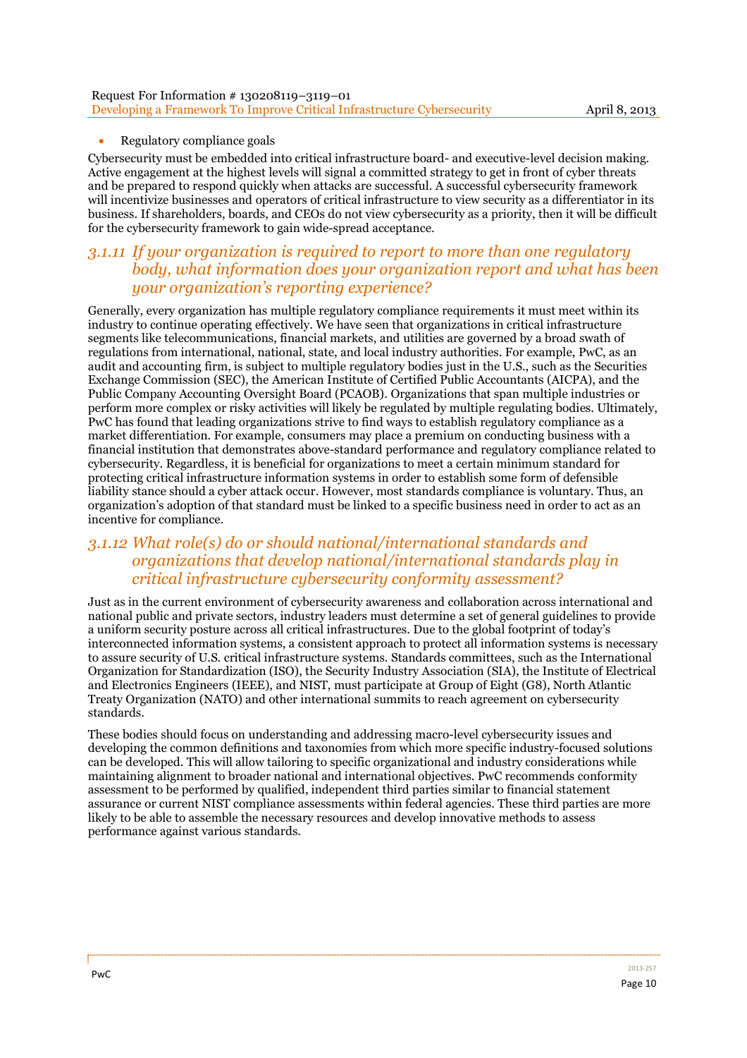- Regulatory compliance goals

Cybersecurity must be embedded into critical infrastructure board- and executive-level decision making. Active engagement at the highest levels will signal a committed strategy to get in front of cyber threats and be prepared to respond quickly when attacks are successful. A successful cybersecurity framework will incentivize businesses and operators of critical infrastructure to view security as a differentiator in its business. If shareholders, boards, and CEOs do not view cybersecurity as a priority, then it will be difficult for the cybersecurity framework to gain wide-spread acceptance.

### *3.1.11 If your organization is required to report to more than one regulatory body, what information does your organization report and what has been your organization's reporting experience?*

Generally, every organization has multiple regulatory compliance requirements it must meet within its industry to continue operating effectively. We have seen that organizations in critical infrastructure segments like telecommunications, financial markets, and utilities are governed by a broad swath of regulations from international, national, state, and local industry authorities. For example, PwC, as an audit and accounting firm, is subject to multiple regulatory bodies just in the U.S., such as the Securities Exchange Commission (SEC), the American Institute of Certified Public Accountants (AICPA), and the Public Company Accounting Oversight Board (PCAOB). Organizations that span multiple industries or perform more complex or risky activities will likely be regulated by multiple regulating bodies. Ultimately, PwC has found that leading organizations strive to find ways to establish regulatory compliance as a market differentiation. For example, consumers may place a premium on conducting business with a financial institution that demonstrates above-standard performance and regulatory compliance related to cybersecurity. Regardless, it is beneficial for organizations to meet a certain minimum standard for protecting critical infrastructure information systems in order to establish some form of defensible liability stance should a cyber attack occur. However, most standards compliance is voluntary. Thus, an organization's adoption of that standard must be linked to a specific business need in order to act as an incentive for compliance.

### *3.1.12 What role(s) do or should national/international standards and organizations that develop national/international standards play in critical infrastructure cybersecurity conformity assessment?*

Just as in the current environment of cybersecurity awareness and collaboration across international and national public and private sectors, industry leaders must determine a set of general guidelines to provide a uniform security posture across all critical infrastructures. Due to the global footprint of today's interconnected information systems, a consistent approach to protect all information systems is necessary to assure security of U.S. critical infrastructure systems. Standards committees, such as the International Organization for Standardization (ISO), the Security Industry Association (SIA), the Institute of Electrical and Electronics Engineers (IEEE), and NIST, must participate at Group of Eight (G8), North Atlantic Treaty Organization (NATO) and other international summits to reach agreement on cybersecurity standards.

These bodies should focus on understanding and addressing macro-level cybersecurity issues and developing the common definitions and taxonomies from which more specific industry-focused solutions can be developed. This will allow tailoring to specific organizational and industry considerations while maintaining alignment to broader national and international objectives. PwC recommends conformity assessment to be performed by qualified, independent third parties similar to financial statement assurance or current NIST compliance assessments within federal agencies. These third parties are more likely to be able to assemble the necessary resources and develop innovative methods to assess performance against various standards.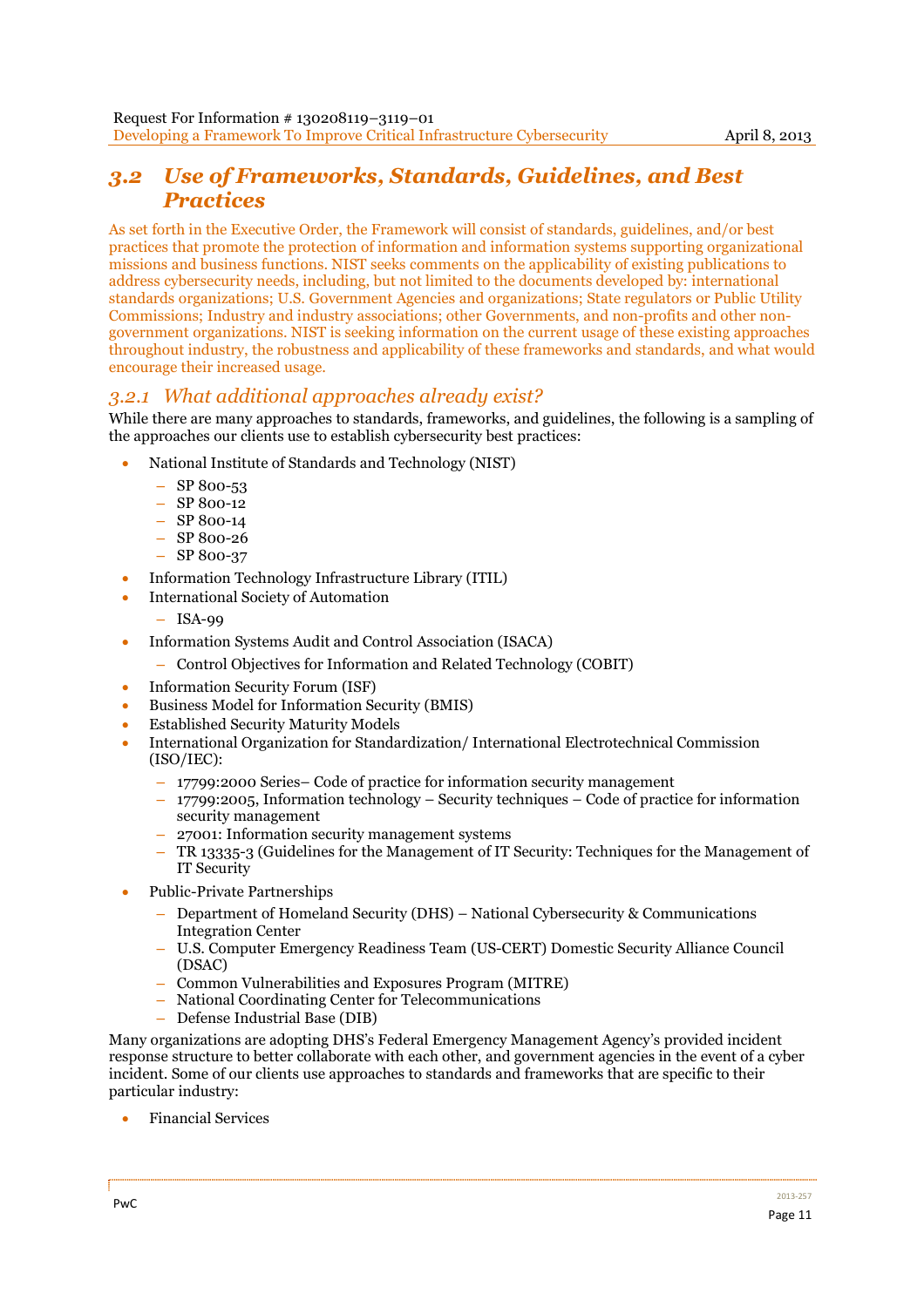## *3.2 Use of Frameworks, Standards, Guidelines, and Best Practices*

As set forth in the Executive Order, the Framework will consist of standards, guidelines, and/or best practices that promote the protection of information and information systems supporting organizational missions and business functions. NIST seeks comments on the applicability of existing publications to address cybersecurity needs, including, but not limited to the documents developed by: international standards organizations; U.S. Government Agencies and organizations; State regulators or Public Utility Commissions; Industry and industry associations; other Governments, and non-profits and other non-government organizations. NIST is seeking information on the current usage of these existing approaches throughout industry, the robustness and applicability of these frameworks and standards, and what would encourage their increased usage.

### *3.2.1 What additional approaches already exist?*

While there are many approaches to standards, frameworks, and guidelines, the following is a sampling of the approaches our clients use to establish cybersecurity best practices:

- National Institute of Standards and Technology (NIST)
  - SP 800-53
  - SP 800-12
  - SP 800-14
  - SP 800-26
  - SP 800-37
- Information Technology Infrastructure Library (ITIL)
- International Society of Automation
  - ISA-99
- Information Systems Audit and Control Association (ISACA)
  - Control Objectives for Information and Related Technology (COBIT)
- Information Security Forum (ISF)
- Business Model for Information Security (BMIS)
- Established Security Maturity Models
- International Organization for Standardization/ International Electrotechnical Commission (ISO/IEC):
  - 17799:2000 Series– Code of practice for information security management
  - 17799:2005, Information technology – Security techniques – Code of practice for information security management
  - 27001: Information security management systems
  - TR 13335-3 (Guidelines for the Management of IT Security: Techniques for the Management of IT Security
- Public-Private Partnerships
  - Department of Homeland Security (DHS) – National Cybersecurity & Communications Integration Center
  - U.S. Computer Emergency Readiness Team (US-CERT) Domestic Security Alliance Council (DSAC)
  - Common Vulnerabilities and Exposures Program (MITRE)
  - National Coordinating Center for Telecommunications
  - Defense Industrial Base (DIB)

Many organizations are adopting DHS's Federal Emergency Management Agency's provided incident response structure to better collaborate with each other, and government agencies in the event of a cyber incident. Some of our clients use approaches to standards and frameworks that are specific to their particular industry:

- Financial Services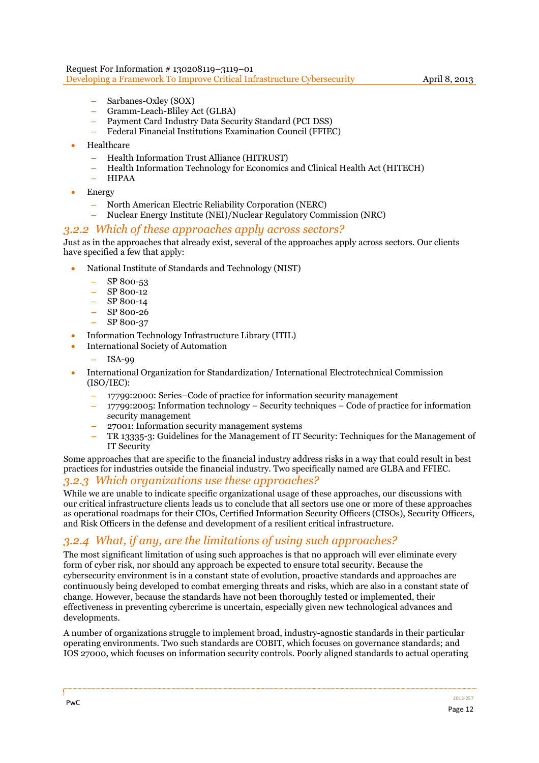- Sarbanes-Oxley (SOX)
- Gramm-Leach-Bliley Act (GLBA)
- Payment Card Industry Data Security Standard (PCI DSS)
- Federal Financial Institutions Examination Council (FFIEC)

- Healthcare
  - Health Information Trust Alliance (HITRUST)
  - Health Information Technology for Economics and Clinical Health Act (HITECH)
  - HIPAA
- Energy
  - North American Electric Reliability Corporation (NERC)
  - Nuclear Energy Institute (NEI)/Nuclear Regulatory Commission (NRC)

### *3.2.2 Which of these approaches apply across sectors?*

Just as in the approaches that already exist, several of the approaches apply across sectors. Our clients have specified a few that apply:

- National Institute of Standards and Technology (NIST)
  - SP 800-53
  - SP 800-12
  - SP 800-14
  - SP 800-26
  - SP 800-37
- Information Technology Infrastructure Library (ITIL)
- International Society of Automation
  - ISA-99
- International Organization for Standardization/ International Electrotechnical Commission (ISO/IEC):
  - 17799:2000: Series–Code of practice for information security management
  - 17799:2005: Information technology – Security techniques – Code of practice for information security management
  - 27001: Information security management systems
  - TR 13335-3: Guidelines for the Management of IT Security: Techniques for the Management of IT Security

Some approaches that are specific to the financial industry address risks in a way that could result in best practices for industries outside the financial industry. Two specifically named are GLBA and FFIEC.

### *3.2.3 Which organizations use these approaches?*

While we are unable to indicate specific organizational usage of these approaches, our discussions with our critical infrastructure clients leads us to conclude that all sectors use one or more of these approaches as operational roadmaps for their CIOs, Certified Information Security Officers (CISOs), Security Officers, and Risk Officers in the defense and development of a resilient critical infrastructure.

### *3.2.4 What, if any, are the limitations of using such approaches?*

The most significant limitation of using such approaches is that no approach will ever eliminate every form of cyber risk, nor should any approach be expected to ensure total security. Because the cybersecurity environment is in a constant state of evolution, proactive standards and approaches are continuously being developed to combat emerging threats and risks, which are also in a constant state of change. However, because the standards have not been thoroughly tested or implemented, their effectiveness in preventing cybercrime is uncertain, especially given new technological advances and developments.

A number of organizations struggle to implement broad, industry-agnostic standards in their particular operating environments. Two such standards are COBIT, which focuses on governance standards; and IOS 27000, which focuses on information security controls. Poorly aligned standards to actual operating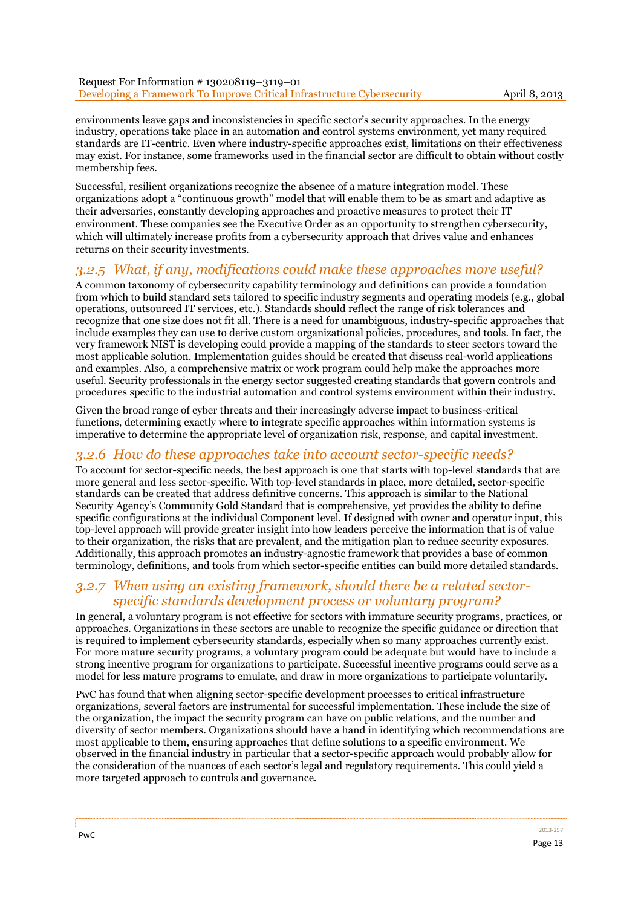environments leave gaps and inconsistencies in specific sector's security approaches. In the energy industry, operations take place in an automation and control systems environment, yet many required standards are IT-centric. Even where industry-specific approaches exist, limitations on their effectiveness may exist. For instance, some frameworks used in the financial sector are difficult to obtain without costly membership fees.

Successful, resilient organizations recognize the absence of a mature integration model. These organizations adopt a "continuous growth" model that will enable them to be as smart and adaptive as their adversaries, constantly developing approaches and proactive measures to protect their IT environment. These companies see the Executive Order as an opportunity to strengthen cybersecurity, which will ultimately increase profits from a cybersecurity approach that drives value and enhances returns on their security investments.

### *3.2.5 What, if any, modifications could make these approaches more useful?*

A common taxonomy of cybersecurity capability terminology and definitions can provide a foundation from which to build standard sets tailored to specific industry segments and operating models (e.g., global operations, outsourced IT services, etc.). Standards should reflect the range of risk tolerances and recognize that one size does not fit all. There is a need for unambiguous, industry-specific approaches that include examples they can use to derive custom organizational policies, procedures, and tools. In fact, the very framework NIST is developing could provide a mapping of the standards to steer sectors toward the most applicable solution. Implementation guides should be created that discuss real-world applications and examples. Also, a comprehensive matrix or work program could help make the approaches more useful. Security professionals in the energy sector suggested creating standards that govern controls and procedures specific to the industrial automation and control systems environment within their industry.

Given the broad range of cyber threats and their increasingly adverse impact to business-critical functions, determining exactly where to integrate specific approaches within information systems is imperative to determine the appropriate level of organization risk, response, and capital investment.

### *3.2.6 How do these approaches take into account sector-specific needs?*

To account for sector-specific needs, the best approach is one that starts with top-level standards that are more general and less sector-specific. With top-level standards in place, more detailed, sector-specific standards can be created that address definitive concerns. This approach is similar to the National Security Agency's Community Gold Standard that is comprehensive, yet provides the ability to define specific configurations at the individual Component level. If designed with owner and operator input, this top-level approach will provide greater insight into how leaders perceive the information that is of value to their organization, the risks that are prevalent, and the mitigation plan to reduce security exposures. Additionally, this approach promotes an industry-agnostic framework that provides a base of common terminology, definitions, and tools from which sector-specific entities can build more detailed standards.

### *3.2.7 When using an existing framework, should there be a related sector-specific standards development process or voluntary program?*

In general, a voluntary program is not effective for sectors with immature security programs, practices, or approaches. Organizations in these sectors are unable to recognize the specific guidance or direction that is required to implement cybersecurity standards, especially when so many approaches currently exist. For more mature security programs, a voluntary program could be adequate but would have to include a strong incentive program for organizations to participate. Successful incentive programs could serve as a model for less mature programs to emulate, and draw in more organizations to participate voluntarily.

PwC has found that when aligning sector-specific development processes to critical infrastructure organizations, several factors are instrumental for successful implementation. These include the size of the organization, the impact the security program can have on public relations, and the number and diversity of sector members. Organizations should have a hand in identifying which recommendations are most applicable to them, ensuring approaches that define solutions to a specific environment. We observed in the financial industry in particular that a sector-specific approach would probably allow for the consideration of the nuances of each sector's legal and regulatory requirements. This could yield a more targeted approach to controls and governance.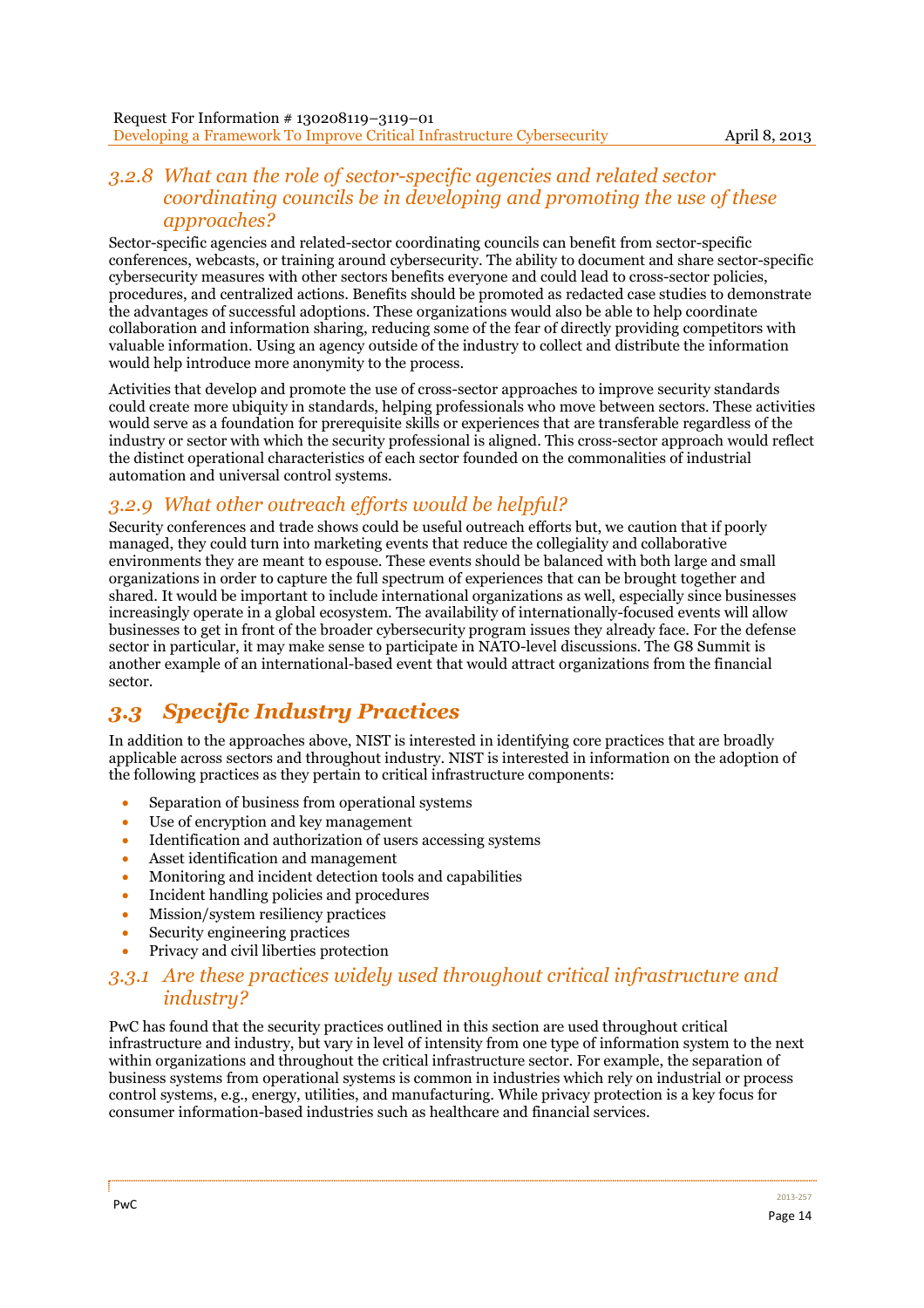### *3.2.8 What can the role of sector-specific agencies and related sector coordinating councils be in developing and promoting the use of these approaches?*

Sector-specific agencies and related-sector coordinating councils can benefit from sector-specific conferences, webcasts, or training around cybersecurity. The ability to document and share sector-specific cybersecurity measures with other sectors benefits everyone and could lead to cross-sector policies, procedures, and centralized actions. Benefits should be promoted as redacted case studies to demonstrate the advantages of successful adoptions. These organizations would also be able to help coordinate collaboration and information sharing, reducing some of the fear of directly providing competitors with valuable information. Using an agency outside of the industry to collect and distribute the information would help introduce more anonymity to the process.

Activities that develop and promote the use of cross-sector approaches to improve security standards could create more ubiquity in standards, helping professionals who move between sectors. These activities would serve as a foundation for prerequisite skills or experiences that are transferable regardless of the industry or sector with which the security professional is aligned. This cross-sector approach would reflect the distinct operational characteristics of each sector founded on the commonalities of industrial automation and universal control systems.

### *3.2.9 What other outreach efforts would be helpful?*

Security conferences and trade shows could be useful outreach efforts but, we caution that if poorly managed, they could turn into marketing events that reduce the collegiality and collaborative environments they are meant to espouse. These events should be balanced with both large and small organizations in order to capture the full spectrum of experiences that can be brought together and shared. It would be important to include international organizations as well, especially since businesses increasingly operate in a global ecosystem. The availability of internationally-focused events will allow businesses to get in front of the broader cybersecurity program issues they already face. For the defense sector in particular, it may make sense to participate in NATO-level discussions. The G8 Summit is another example of an international-based event that would attract organizations from the financial sector.

## *3.3 Specific Industry Practices*

In addition to the approaches above, NIST is interested in identifying core practices that are broadly applicable across sectors and throughout industry. NIST is interested in information on the adoption of the following practices as they pertain to critical infrastructure components:

- Separation of business from operational systems
- Use of encryption and key management
- Identification and authorization of users accessing systems
- Asset identification and management
- Monitoring and incident detection tools and capabilities
- Incident handling policies and procedures
- Mission/system resiliency practices
- Security engineering practices
- Privacy and civil liberties protection

### *3.3.1 Are these practices widely used throughout critical infrastructure and industry?*

PwC has found that the security practices outlined in this section are used throughout critical infrastructure and industry, but vary in level of intensity from one type of information system to the next within organizations and throughout the critical infrastructure sector. For example, the separation of business systems from operational systems is common in industries which rely on industrial or process control systems, e.g., energy, utilities, and manufacturing. While privacy protection is a key focus for consumer information-based industries such as healthcare and financial services.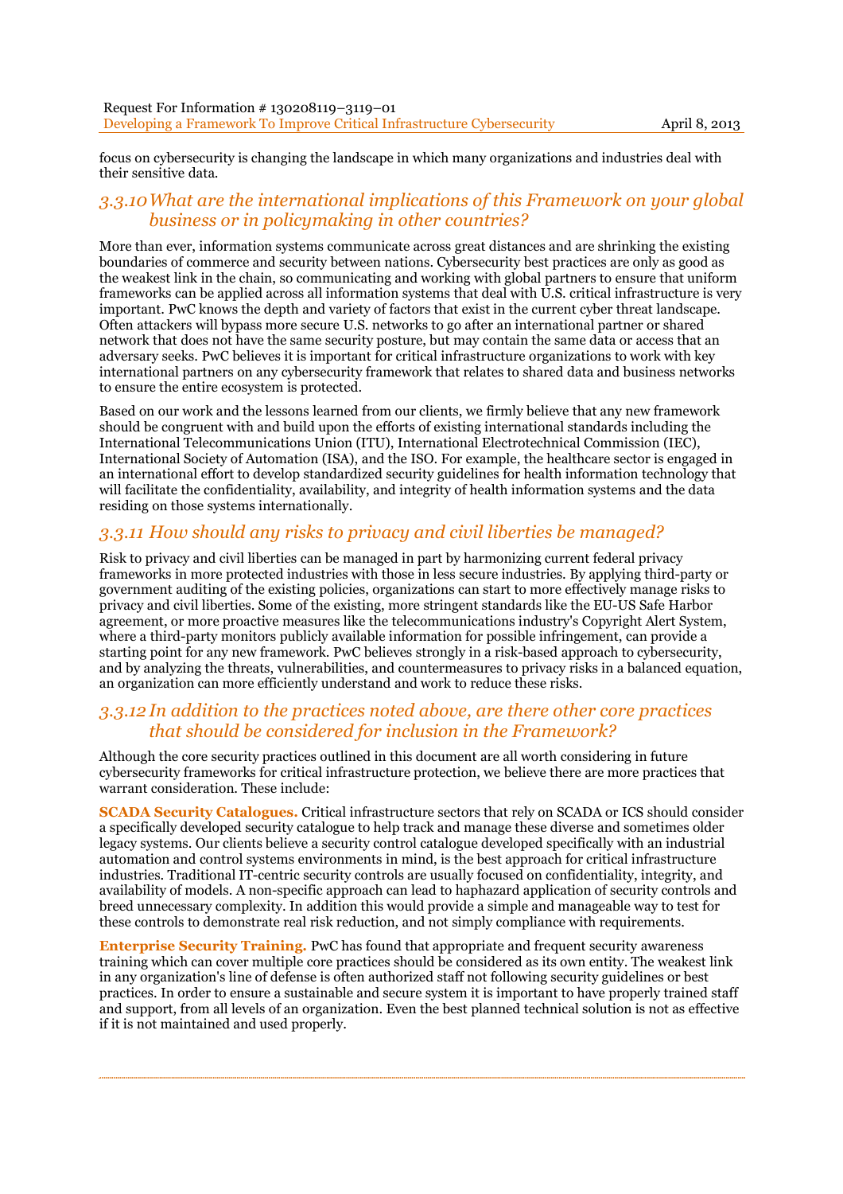focus on cybersecurity is changing the landscape in which many organizations and industries deal with their sensitive data.

### *3.3.10 What are the international implications of this Framework on your global business or in policymaking in other countries?*

More than ever, information systems communicate across great distances and are shrinking the existing boundaries of commerce and security between nations. Cybersecurity best practices are only as good as the weakest link in the chain, so communicating and working with global partners to ensure that uniform frameworks can be applied across all information systems that deal with U.S. critical infrastructure is very important. PwC knows the depth and variety of factors that exist in the current cyber threat landscape. Often attackers will bypass more secure U.S. networks to go after an international partner or shared network that does not have the same security posture, but may contain the same data or access that an adversary seeks. PwC believes it is important for critical infrastructure organizations to work with key international partners on any cybersecurity framework that relates to shared data and business networks to ensure the entire ecosystem is protected.

Based on our work and the lessons learned from our clients, we firmly believe that any new framework should be congruent with and build upon the efforts of existing international standards including the International Telecommunications Union (ITU), International Electrotechnical Commission (IEC), International Society of Automation (ISA), and the ISO. For example, the healthcare sector is engaged in an international effort to develop standardized security guidelines for health information technology that will facilitate the confidentiality, availability, and integrity of health information systems and the data residing on those systems internationally.

### *3.3.11 How should any risks to privacy and civil liberties be managed?*

Risk to privacy and civil liberties can be managed in part by harmonizing current federal privacy frameworks in more protected industries with those in less secure industries. By applying third-party or government auditing of the existing policies, organizations can start to more effectively manage risks to privacy and civil liberties. Some of the existing, more stringent standards like the EU-US Safe Harbor agreement, or more proactive measures like the telecommunications industry's Copyright Alert System, where a third-party monitors publicly available information for possible infringement, can provide a starting point for any new framework. PwC believes strongly in a risk-based approach to cybersecurity, and by analyzing the threats, vulnerabilities, and countermeasures to privacy risks in a balanced equation, an organization can more efficiently understand and work to reduce these risks.

### *3.3.12 In addition to the practices noted above, are there other core practices that should be considered for inclusion in the Framework?*

Although the core security practices outlined in this document are all worth considering in future cybersecurity frameworks for critical infrastructure protection, we believe there are more practices that warrant consideration. These include:

**SCADA Security Catalogues.** Critical infrastructure sectors that rely on SCADA or ICS should consider a specifically developed security catalogue to help track and manage these diverse and sometimes older legacy systems. Our clients believe a security control catalogue developed specifically with an industrial automation and control systems environments in mind, is the best approach for critical infrastructure industries. Traditional IT-centric security controls are usually focused on confidentiality, integrity, and availability of models. A non-specific approach can lead to haphazard application of security controls and breed unnecessary complexity. In addition this would provide a simple and manageable way to test for these controls to demonstrate real risk reduction, and not simply compliance with requirements.

**Enterprise Security Training.** PwC has found that appropriate and frequent security awareness training which can cover multiple core practices should be considered as its own entity. The weakest link in any organization's line of defense is often authorized staff not following security guidelines or best practices. In order to ensure a sustainable and secure system it is important to have properly trained staff and support, from all levels of an organization. Even the best planned technical solution is not as effective if it is not maintained and used properly.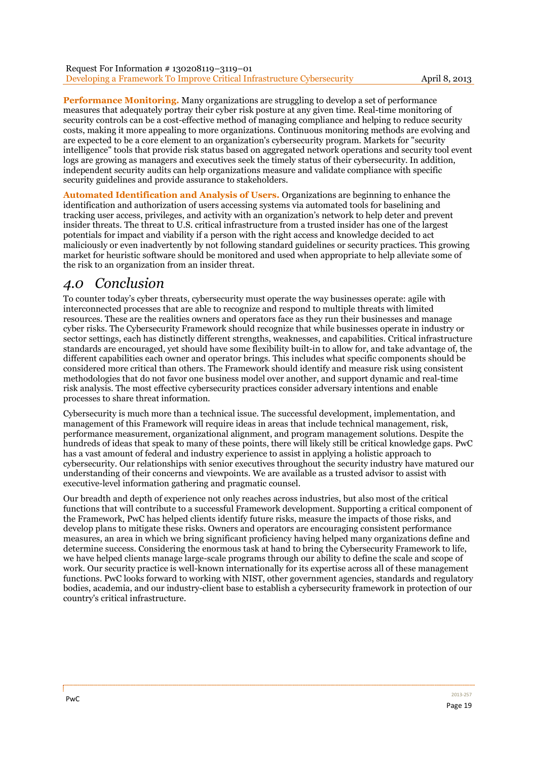**Performance Monitoring.** Many organizations are struggling to develop a set of performance measures that adequately portray their cyber risk posture at any given time. Real-time monitoring of security controls can be a cost-effective method of managing compliance and helping to reduce security costs, making it more appealing to more organizations. Continuous monitoring methods are evolving and are expected to be a core element to an organization's cybersecurity program. Markets for "security intelligence" tools that provide risk status based on aggregated network operations and security tool event logs are growing as managers and executives seek the timely status of their cybersecurity. In addition, independent security audits can help organizations measure and validate compliance with specific security guidelines and provide assurance to stakeholders.

**Automated Identification and Analysis of Users.** Organizations are beginning to enhance the identification and authorization of users accessing systems via automated tools for baselining and tracking user access, privileges, and activity with an organization's network to help deter and prevent insider threats. The threat to U.S. critical infrastructure from a trusted insider has one of the largest potentials for impact and viability if a person with the right access and knowledge decided to act maliciously or even inadvertently by not following standard guidelines or security practices. This growing market for heuristic software should be monitored and used when appropriate to help alleviate some of the risk to an organization from an insider threat.

# *4.0 Conclusion*

To counter today's cyber threats, cybersecurity must operate the way businesses operate: agile with interconnected processes that are able to recognize and respond to multiple threats with limited resources. These are the realities owners and operators face as they run their businesses and manage cyber risks. The Cybersecurity Framework should recognize that while businesses operate in industry or sector settings, each has distinctly different strengths, weaknesses, and capabilities. Critical infrastructure standards are encouraged, yet should have some flexibility built-in to allow for, and take advantage of, the different capabilities each owner and operator brings. This includes what specific components should be considered more critical than others. The Framework should identify and measure risk using consistent methodologies that do not favor one business model over another, and support dynamic and real-time risk analysis. The most effective cybersecurity practices consider adversary intentions and enable processes to share threat information.

Cybersecurity is much more than a technical issue. The successful development, implementation, and management of this Framework will require ideas in areas that include technical management, risk, performance measurement, organizational alignment, and program management solutions. Despite the hundreds of ideas that speak to many of these points, there will likely still be critical knowledge gaps. PwC has a vast amount of federal and industry experience to assist in applying a holistic approach to cybersecurity. Our relationships with senior executives throughout the security industry have matured our understanding of their concerns and viewpoints. We are available as a trusted advisor to assist with executive-level information gathering and pragmatic counsel.

Our breadth and depth of experience not only reaches across industries, but also most of the critical functions that will contribute to a successful Framework development. Supporting a critical component of the Framework, PwC has helped clients identify future risks, measure the impacts of those risks, and develop plans to mitigate these risks. Owners and operators are encouraging consistent performance measures, an area in which we bring significant proficiency having helped many organizations define and determine success. Considering the enormous task at hand to bring the Cybersecurity Framework to life, we have helped clients manage large-scale programs through our ability to define the scale and scope of work. Our security practice is well-known internationally for its expertise across all of these management functions. PwC looks forward to working with NIST, other government agencies, standards and regulatory bodies, academia, and our industry-client base to establish a cybersecurity framework in protection of our country's critical infrastructure.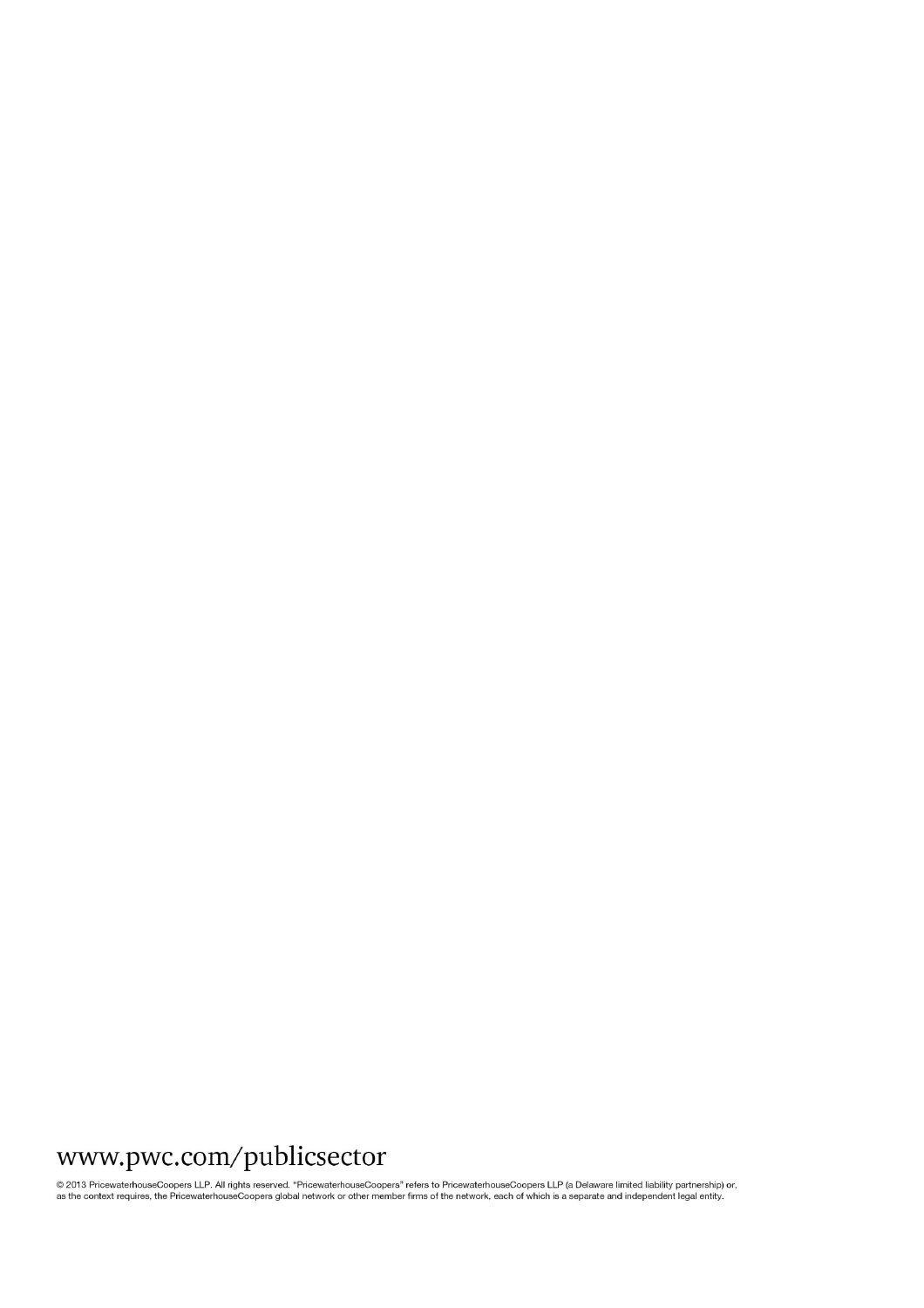www.pwc.com/publicsector

© 2013 PricewaterhouseCoopers LLP. All rights reserved. "PricewaterhouseCoopers" refers to PricewaterhouseCoopers LLP (a Delaware limited liability partnership) or, as the context requires, the PricewaterhouseCoopers global network or other member firms of the network, each of which is a separate and independent legal entity.